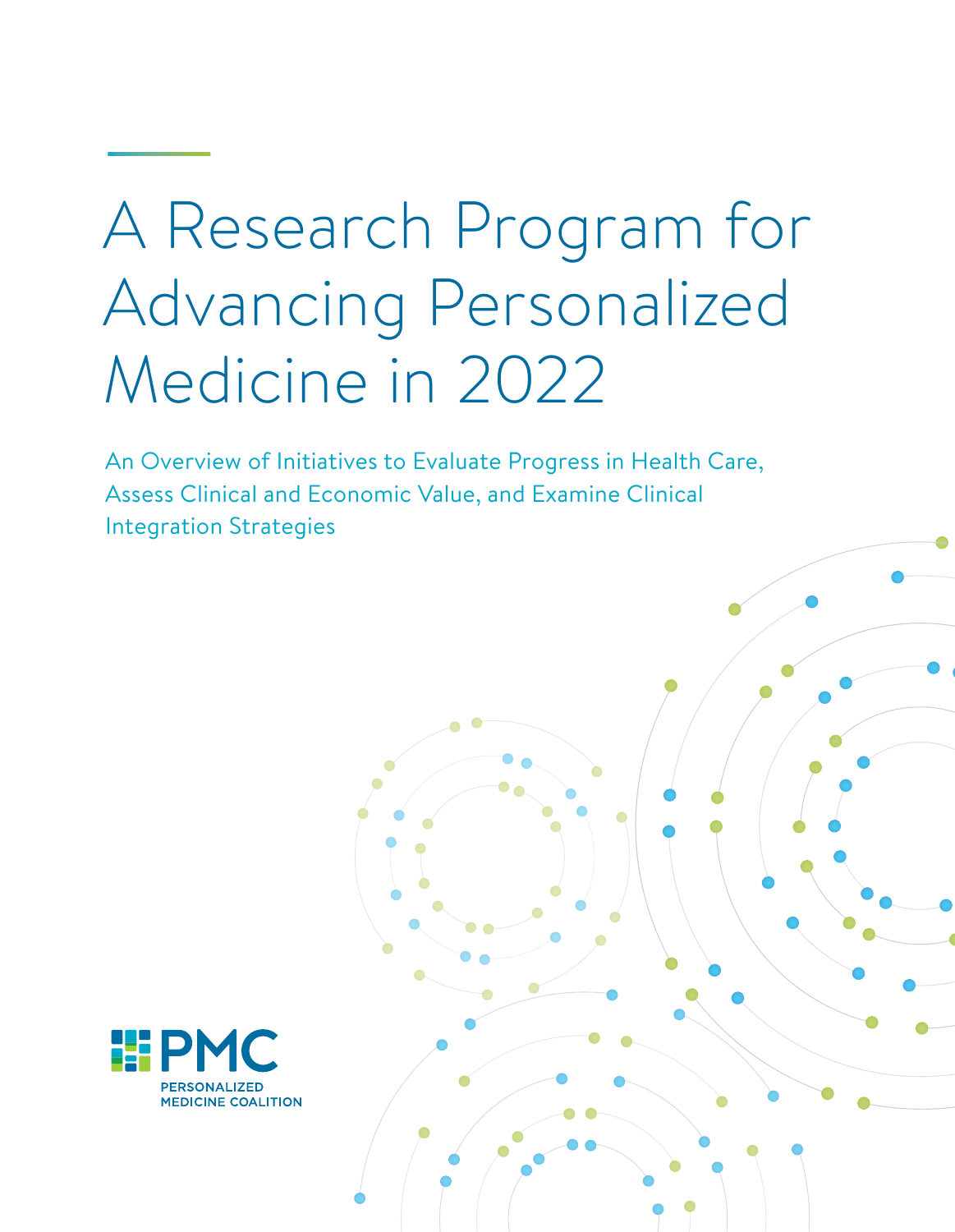# A Research Program for Advancing Personalized Medicine in 2022

An Overview of Initiatives to Evaluate Progress in Health Care, Assess Clinical and Economic Value, and Examine Clinical Integration Strategies

PMC
PERSONALIZED
MEDICINE COALITION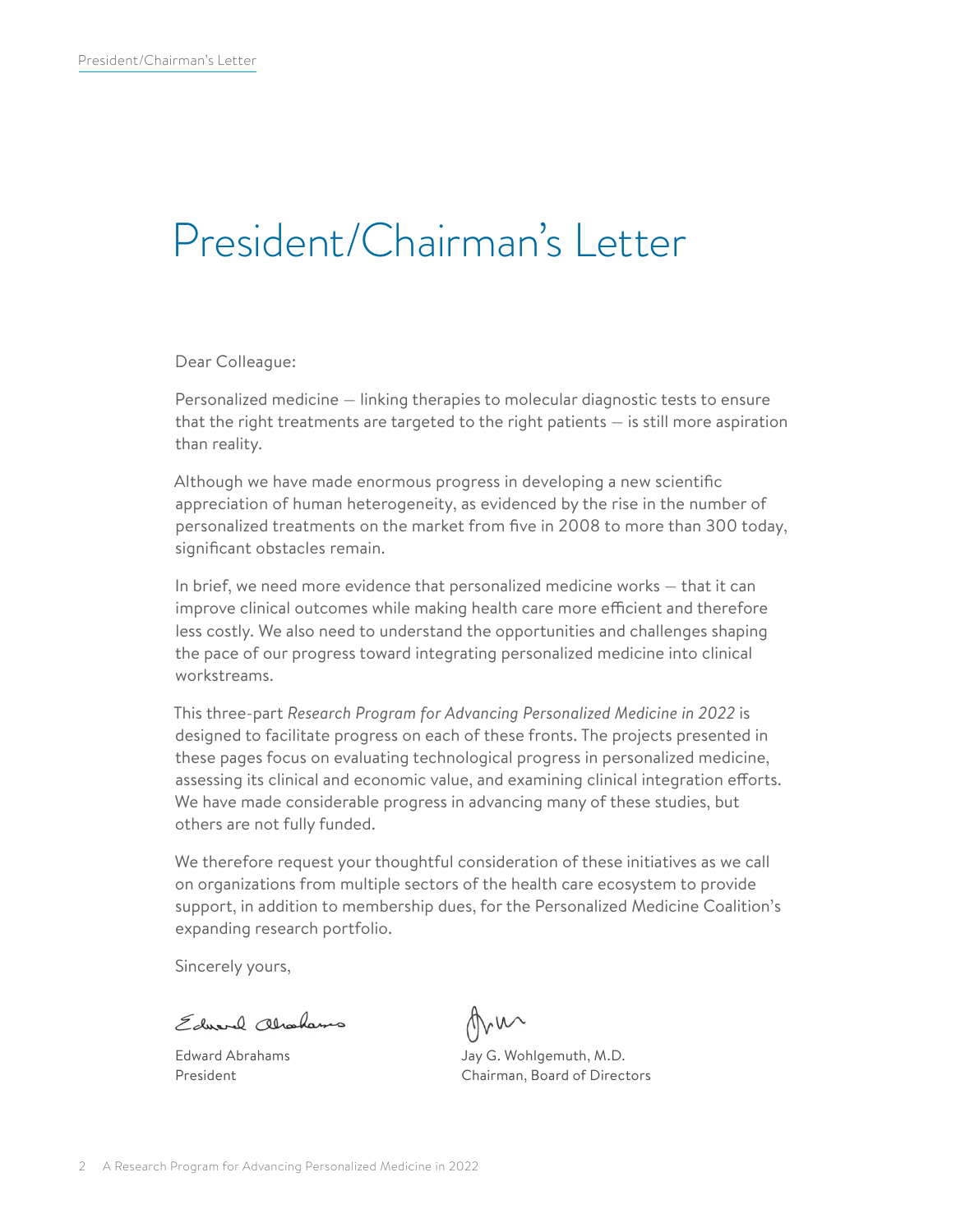# President/Chairman's Letter

Dear Colleague:

Personalized medicine — linking therapies to molecular diagnostic tests to ensure that the right treatments are targeted to the right patients — is still more aspiration than reality.

Although we have made enormous progress in developing a new scientific appreciation of human heterogeneity, as evidenced by the rise in the number of personalized treatments on the market from five in 2008 to more than 300 today, significant obstacles remain.

In brief, we need more evidence that personalized medicine works — that it can improve clinical outcomes while making health care more efficient and therefore less costly. We also need to understand the opportunities and challenges shaping the pace of our progress toward integrating personalized medicine into clinical workstreams.

This three-part *Research Program for Advancing Personalized Medicine in 2022* is designed to facilitate progress on each of these fronts. The projects presented in these pages focus on evaluating technological progress in personalized medicine, assessing its clinical and economic value, and examining clinical integration efforts. We have made considerable progress in advancing many of these studies, but others are not fully funded.

We therefore request your thoughtful consideration of these initiatives as we call on organizations from multiple sectors of the health care ecosystem to provide support, in addition to membership dues, for the Personalized Medicine Coalition's expanding research portfolio.

Sincerely yours,

Edward Abrahams
President

Jay G. Wohlgemuth, M.D.
Chairman, Board of Directors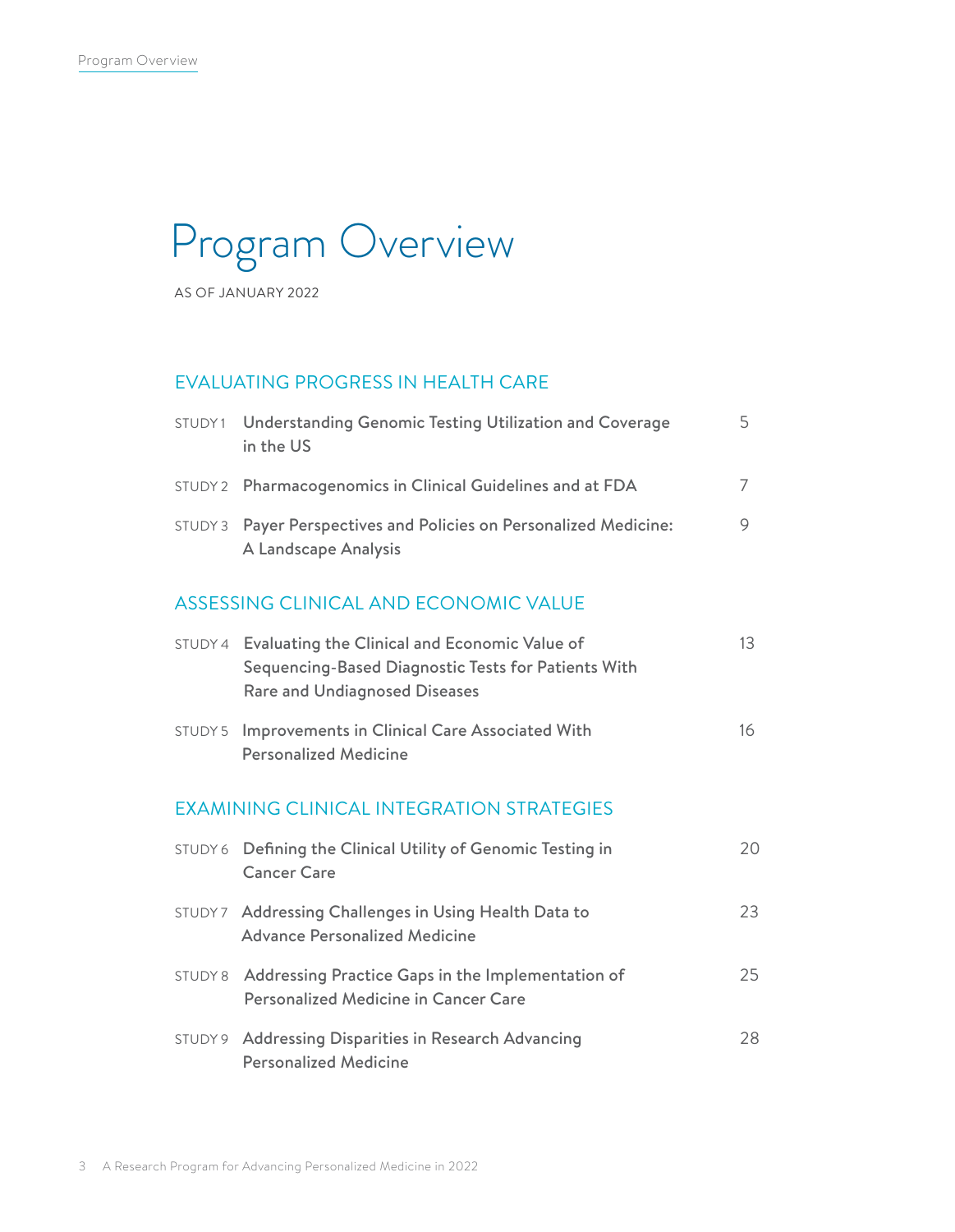# Program Overview

AS OF JANUARY 2022

## EVALUATING PROGRESS IN HEALTH CARE

| | | |
|---|---|---|
| STUDY 1 | Understanding Genomic Testing Utilization and Coverage in the US | 5 |
| STUDY 2 | Pharmacogenomics in Clinical Guidelines and at FDA | 7 |
| STUDY 3 | Payer Perspectives and Policies on Personalized Medicine: A Landscape Analysis | 9 |

## ASSESSING CLINICAL AND ECONOMIC VALUE

| | | |
|---|---|---|
| STUDY 4 | Evaluating the Clinical and Economic Value of Sequencing-Based Diagnostic Tests for Patients With Rare and Undiagnosed Diseases | 13 |
| STUDY 5 | Improvements in Clinical Care Associated With Personalized Medicine | 16 |

## EXAMINING CLINICAL INTEGRATION STRATEGIES

| | | |
|---|---|---|
| STUDY 6 | Defining the Clinical Utility of Genomic Testing in Cancer Care | 20 |
| STUDY 7 | Addressing Challenges in Using Health Data to Advance Personalized Medicine | 23 |
| STUDY 8 | Addressing Practice Gaps in the Implementation of Personalized Medicine in Cancer Care | 25 |
| STUDY 9 | Addressing Disparities in Research Advancing Personalized Medicine | 28 |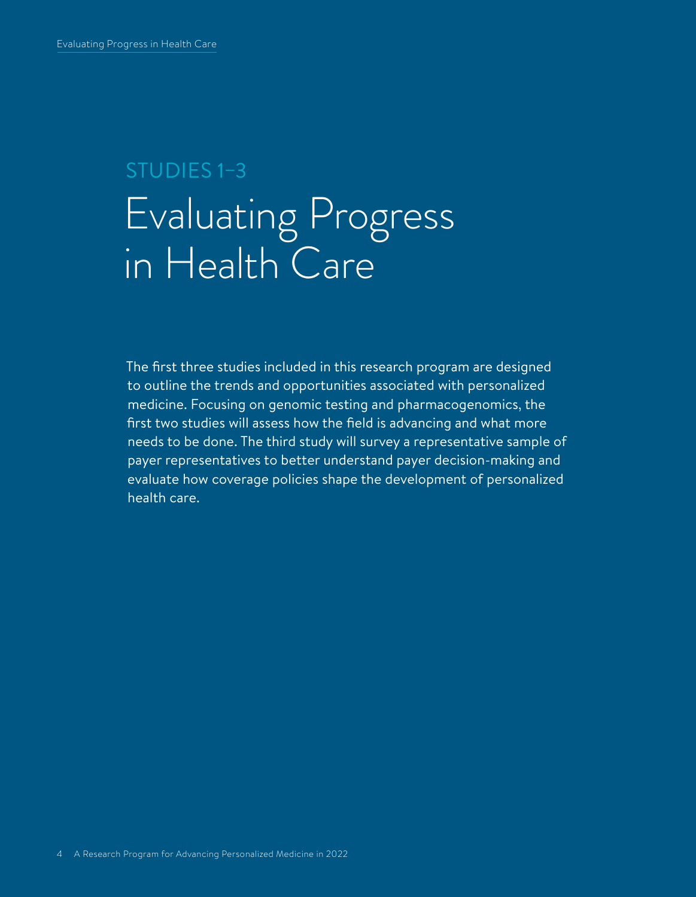STUDIES 1–3

# Evaluating Progress in Health Care

The first three studies included in this research program are designed to outline the trends and opportunities associated with personalized medicine. Focusing on genomic testing and pharmacogenomics, the first two studies will assess how the field is advancing and what more needs to be done. The third study will survey a representative sample of payer representatives to better understand payer decision-making and evaluate how coverage policies shape the development of personalized health care.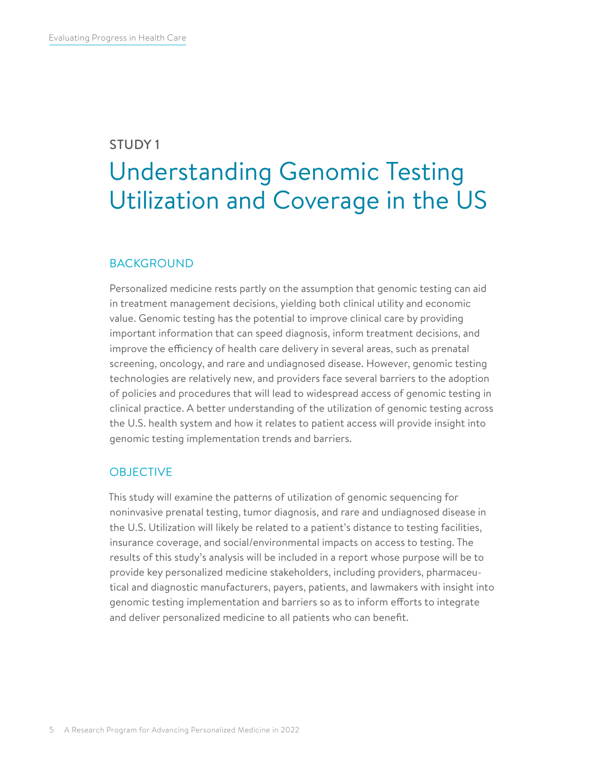STUDY 1

# Understanding Genomic Testing Utilization and Coverage in the US

## BACKGROUND

Personalized medicine rests partly on the assumption that genomic testing can aid in treatment management decisions, yielding both clinical utility and economic value. Genomic testing has the potential to improve clinical care by providing important information that can speed diagnosis, inform treatment decisions, and improve the efficiency of health care delivery in several areas, such as prenatal screening, oncology, and rare and undiagnosed disease. However, genomic testing technologies are relatively new, and providers face several barriers to the adoption of policies and procedures that will lead to widespread access of genomic testing in clinical practice. A better understanding of the utilization of genomic testing across the U.S. health system and how it relates to patient access will provide insight into genomic testing implementation trends and barriers.

## OBJECTIVE

This study will examine the patterns of utilization of genomic sequencing for noninvasive prenatal testing, tumor diagnosis, and rare and undiagnosed disease in the U.S. Utilization will likely be related to a patient's distance to testing facilities, insurance coverage, and social/environmental impacts on access to testing. The results of this study's analysis will be included in a report whose purpose will be to provide key personalized medicine stakeholders, including providers, pharmaceutical and diagnostic manufacturers, payers, patients, and lawmakers with insight into genomic testing implementation and barriers so as to inform efforts to integrate and deliver personalized medicine to all patients who can benefit.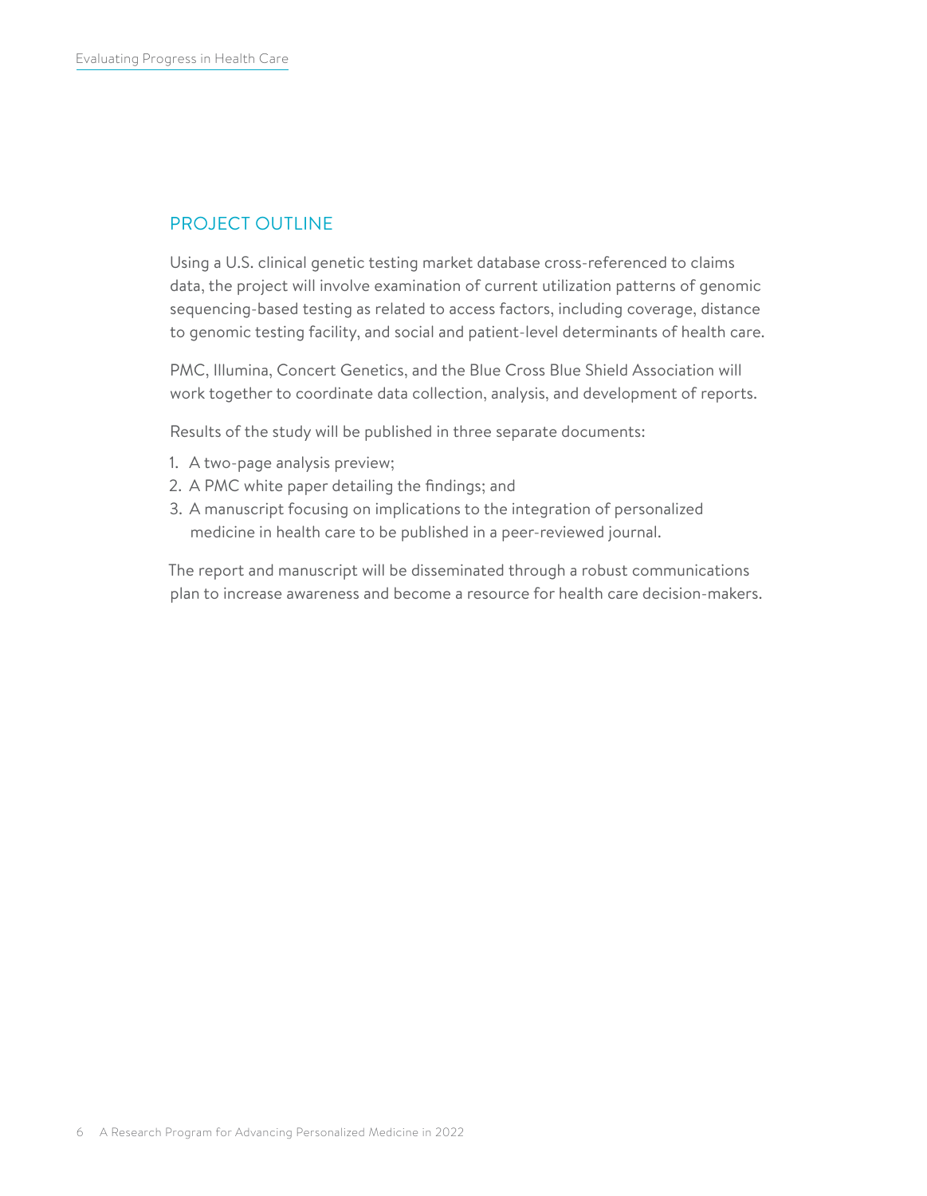## PROJECT OUTLINE

Using a U.S. clinical genetic testing market database cross-referenced to claims data, the project will involve examination of current utilization patterns of genomic sequencing-based testing as related to access factors, including coverage, distance to genomic testing facility, and social and patient-level determinants of health care.

PMC, Illumina, Concert Genetics, and the Blue Cross Blue Shield Association will work together to coordinate data collection, analysis, and development of reports.

Results of the study will be published in three separate documents:

1. A two-page analysis preview;
2. A PMC white paper detailing the findings; and
3. A manuscript focusing on implications to the integration of personalized medicine in health care to be published in a peer-reviewed journal.

The report and manuscript will be disseminated through a robust communications plan to increase awareness and become a resource for health care decision-makers.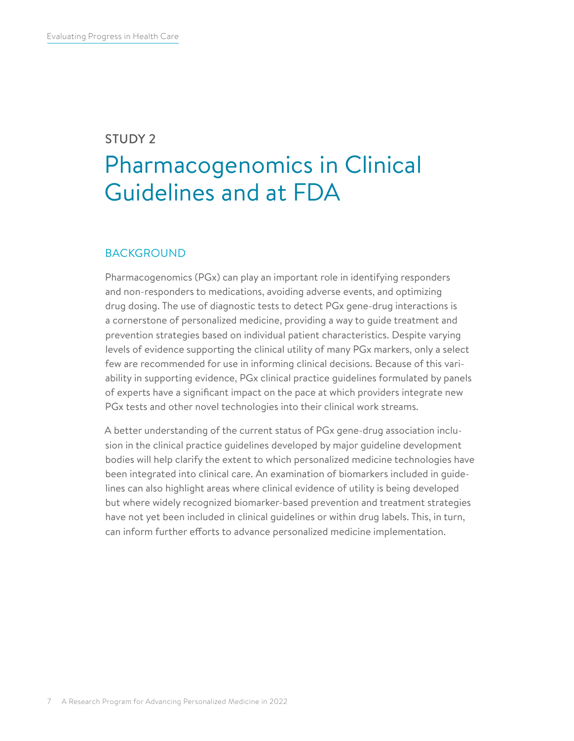STUDY 2

# Pharmacogenomics in Clinical Guidelines and at FDA

## BACKGROUND

Pharmacogenomics (PGx) can play an important role in identifying responders and non-responders to medications, avoiding adverse events, and optimizing drug dosing. The use of diagnostic tests to detect PGx gene-drug interactions is a cornerstone of personalized medicine, providing a way to guide treatment and prevention strategies based on individual patient characteristics. Despite varying levels of evidence supporting the clinical utility of many PGx markers, only a select few are recommended for use in informing clinical decisions. Because of this variability in supporting evidence, PGx clinical practice guidelines formulated by panels of experts have a significant impact on the pace at which providers integrate new PGx tests and other novel technologies into their clinical work streams.

A better understanding of the current status of PGx gene-drug association inclusion in the clinical practice guidelines developed by major guideline development bodies will help clarify the extent to which personalized medicine technologies have been integrated into clinical care. An examination of biomarkers included in guidelines can also highlight areas where clinical evidence of utility is being developed but where widely recognized biomarker-based prevention and treatment strategies have not yet been included in clinical guidelines or within drug labels. This, in turn, can inform further efforts to advance personalized medicine implementation.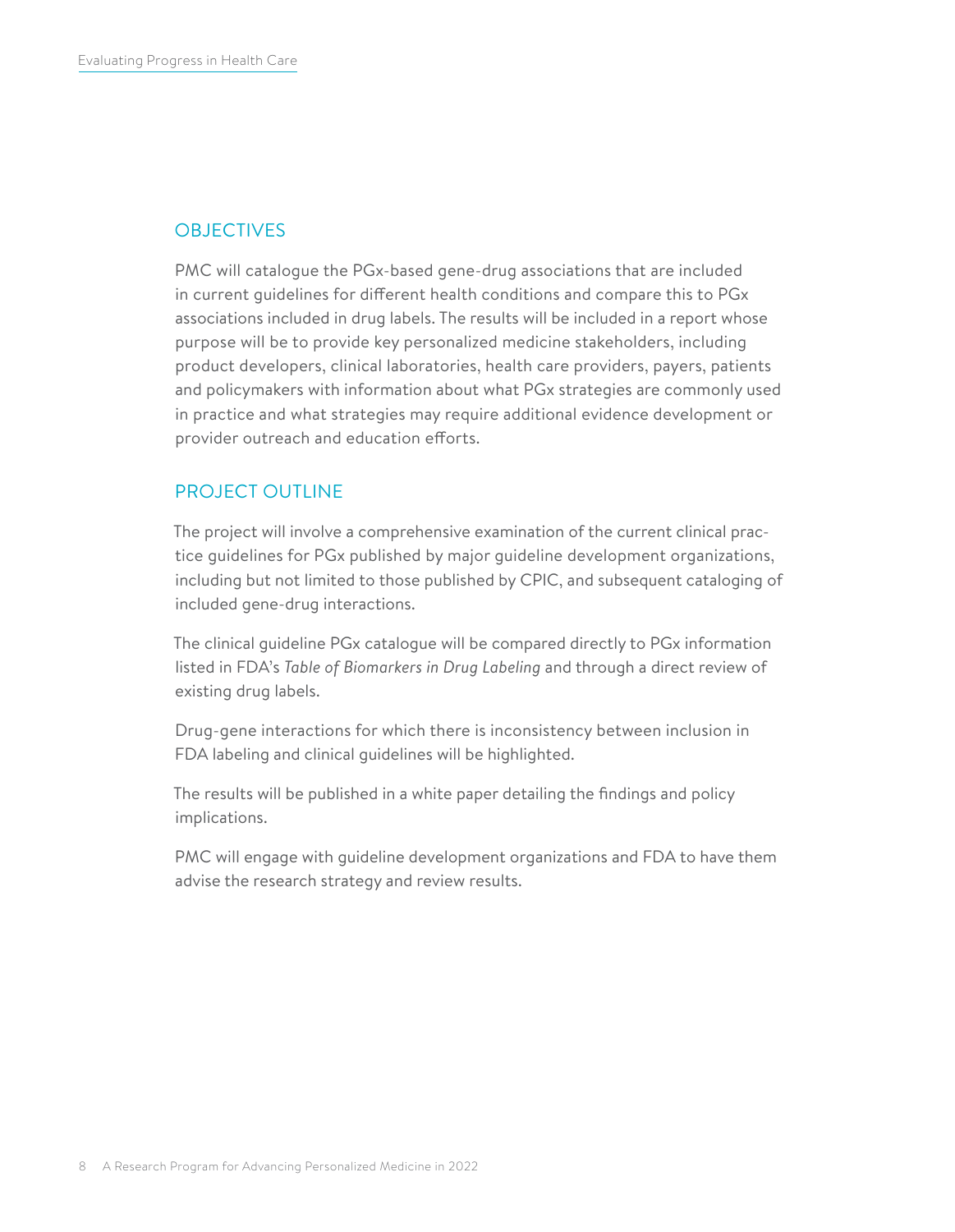## OBJECTIVES

PMC will catalogue the PGx-based gene-drug associations that are included in current guidelines for different health conditions and compare this to PGx associations included in drug labels. The results will be included in a report whose purpose will be to provide key personalized medicine stakeholders, including product developers, clinical laboratories, health care providers, payers, patients and policymakers with information about what PGx strategies are commonly used in practice and what strategies may require additional evidence development or provider outreach and education efforts.

## PROJECT OUTLINE

The project will involve a comprehensive examination of the current clinical practice guidelines for PGx published by major guideline development organizations, including but not limited to those published by CPIC, and subsequent cataloging of included gene-drug interactions.

The clinical guideline PGx catalogue will be compared directly to PGx information listed in FDA's *Table of Biomarkers in Drug Labeling* and through a direct review of existing drug labels.

Drug-gene interactions for which there is inconsistency between inclusion in FDA labeling and clinical guidelines will be highlighted.

The results will be published in a white paper detailing the findings and policy implications.

PMC will engage with guideline development organizations and FDA to have them advise the research strategy and review results.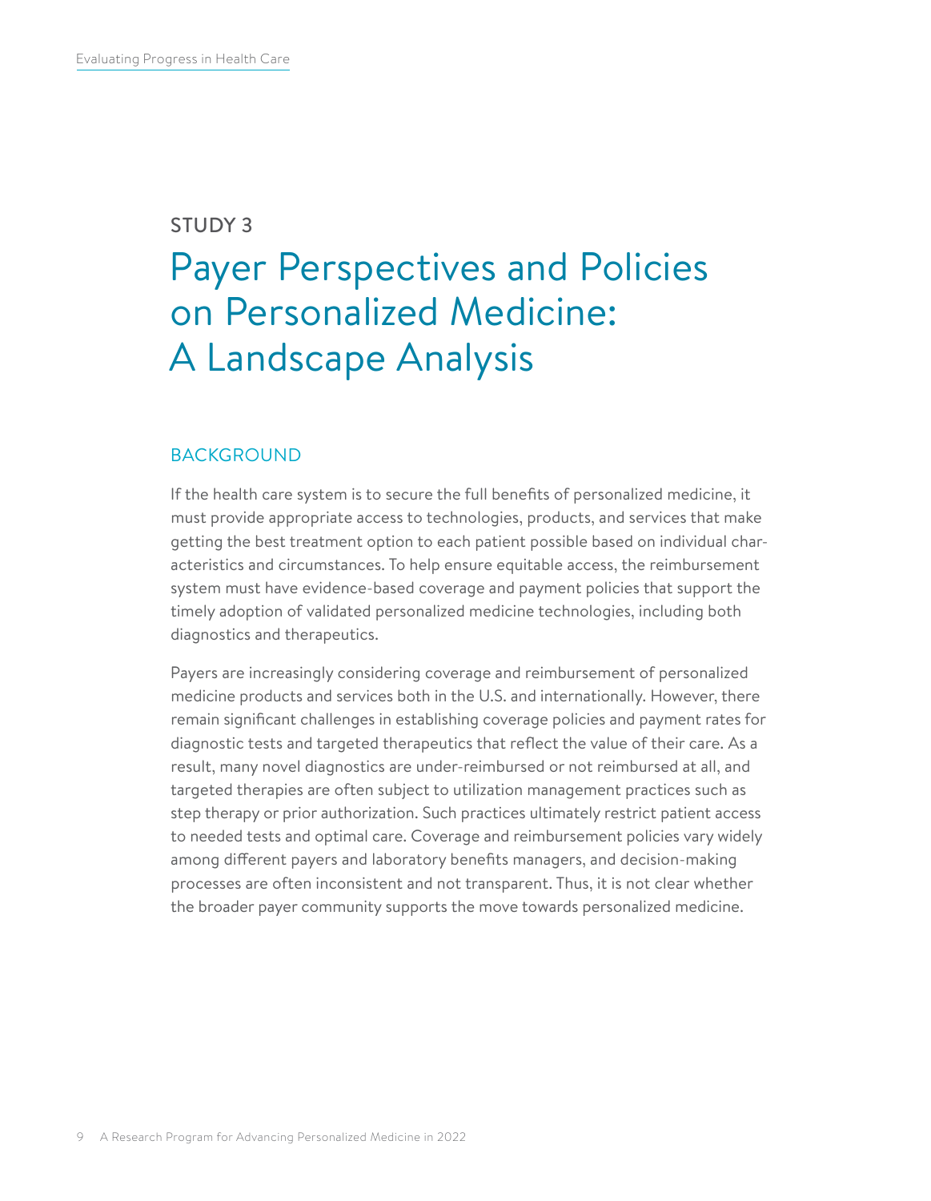STUDY 3

# Payer Perspectives and Policies on Personalized Medicine: A Landscape Analysis

## BACKGROUND

If the health care system is to secure the full benefits of personalized medicine, it must provide appropriate access to technologies, products, and services that make getting the best treatment option to each patient possible based on individual characteristics and circumstances. To help ensure equitable access, the reimbursement system must have evidence-based coverage and payment policies that support the timely adoption of validated personalized medicine technologies, including both diagnostics and therapeutics.

Payers are increasingly considering coverage and reimbursement of personalized medicine products and services both in the U.S. and internationally. However, there remain significant challenges in establishing coverage policies and payment rates for diagnostic tests and targeted therapeutics that reflect the value of their care. As a result, many novel diagnostics are under-reimbursed or not reimbursed at all, and targeted therapies are often subject to utilization management practices such as step therapy or prior authorization. Such practices ultimately restrict patient access to needed tests and optimal care. Coverage and reimbursement policies vary widely among different payers and laboratory benefits managers, and decision-making processes are often inconsistent and not transparent. Thus, it is not clear whether the broader payer community supports the move towards personalized medicine.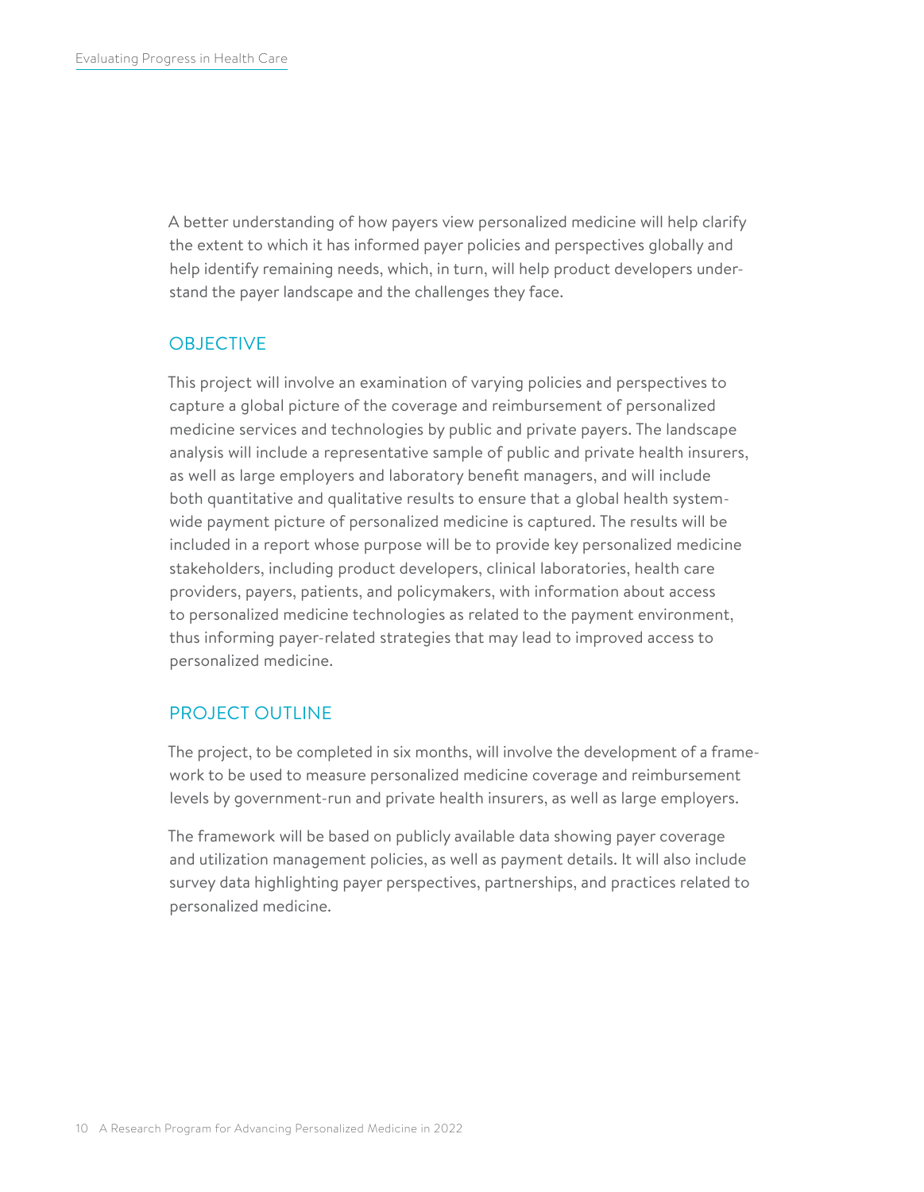A better understanding of how payers view personalized medicine will help clarify the extent to which it has informed payer policies and perspectives globally and help identify remaining needs, which, in turn, will help product developers understand the payer landscape and the challenges they face.

## OBJECTIVE

This project will involve an examination of varying policies and perspectives to capture a global picture of the coverage and reimbursement of personalized medicine services and technologies by public and private payers. The landscape analysis will include a representative sample of public and private health insurers, as well as large employers and laboratory benefit managers, and will include both quantitative and qualitative results to ensure that a global health system-wide payment picture of personalized medicine is captured. The results will be included in a report whose purpose will be to provide key personalized medicine stakeholders, including product developers, clinical laboratories, health care providers, payers, patients, and policymakers, with information about access to personalized medicine technologies as related to the payment environment, thus informing payer-related strategies that may lead to improved access to personalized medicine.

## PROJECT OUTLINE

The project, to be completed in six months, will involve the development of a framework to be used to measure personalized medicine coverage and reimbursement levels by government-run and private health insurers, as well as large employers.

The framework will be based on publicly available data showing payer coverage and utilization management policies, as well as payment details. It will also include survey data highlighting payer perspectives, partnerships, and practices related to personalized medicine.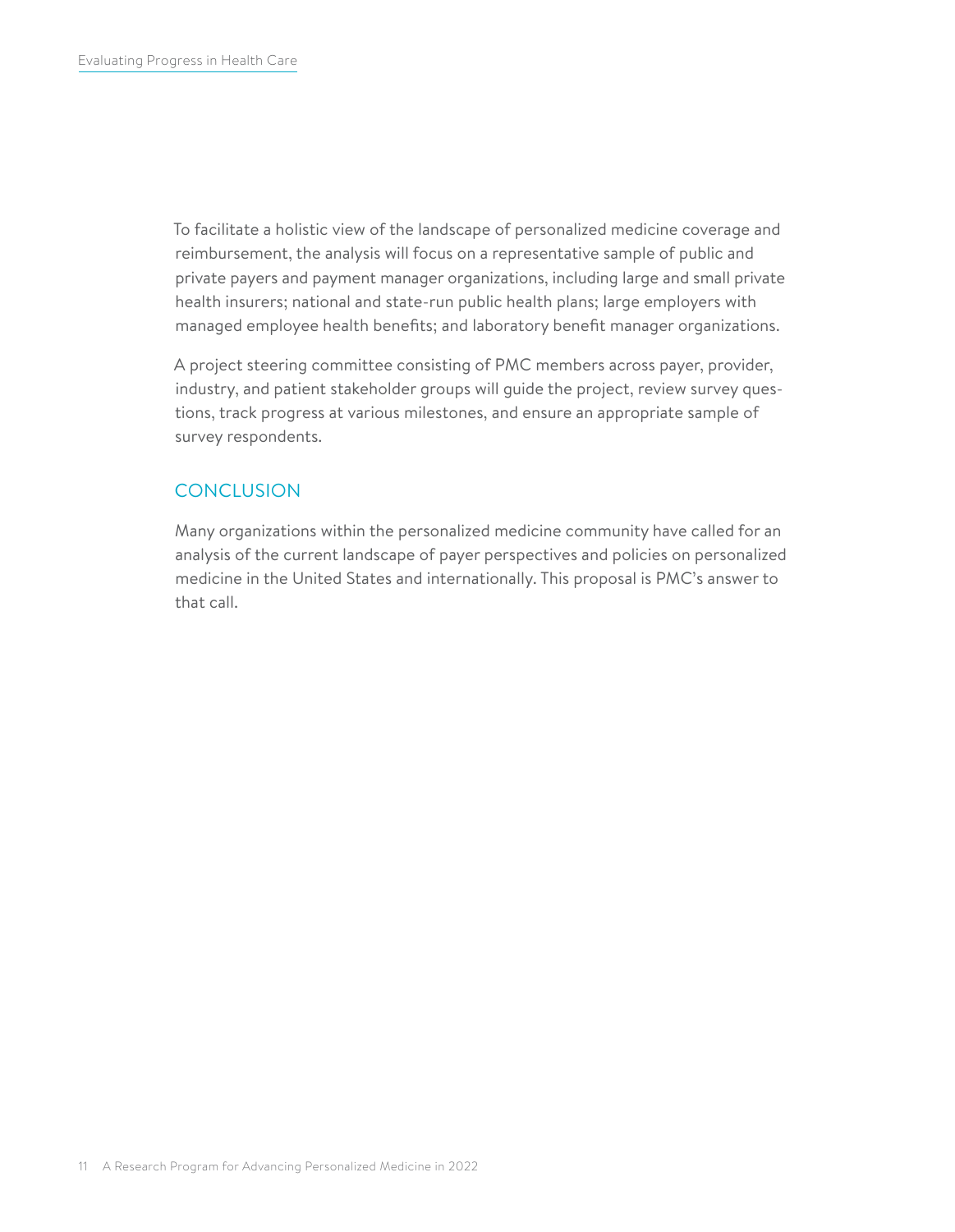To facilitate a holistic view of the landscape of personalized medicine coverage and reimbursement, the analysis will focus on a representative sample of public and private payers and payment manager organizations, including large and small private health insurers; national and state-run public health plans; large employers with managed employee health benefits; and laboratory benefit manager organizations.

A project steering committee consisting of PMC members across payer, provider, industry, and patient stakeholder groups will guide the project, review survey questions, track progress at various milestones, and ensure an appropriate sample of survey respondents.

## CONCLUSION

Many organizations within the personalized medicine community have called for an analysis of the current landscape of payer perspectives and policies on personalized medicine in the United States and internationally. This proposal is PMC's answer to that call.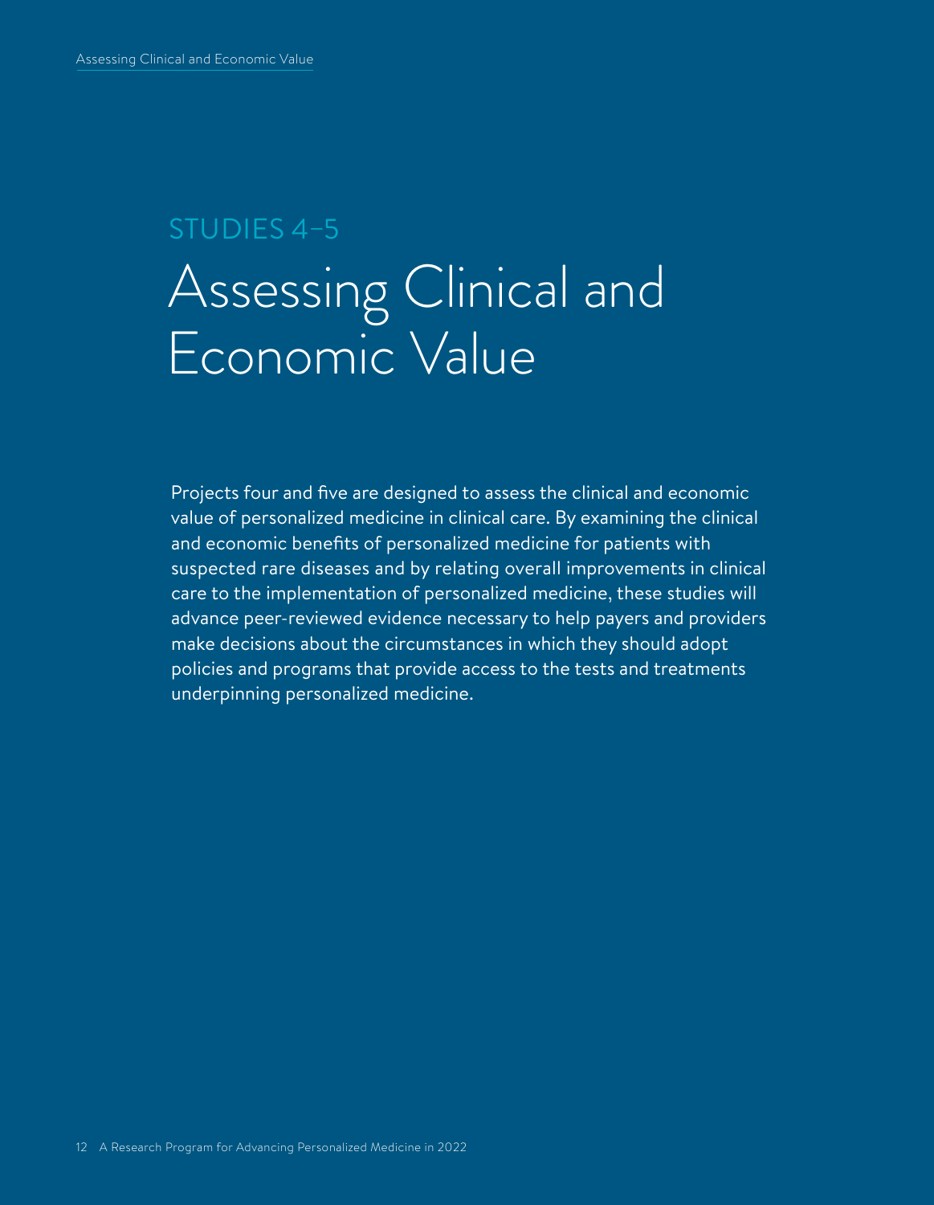STUDIES 4–5

# Assessing Clinical and Economic Value

Projects four and five are designed to assess the clinical and economic value of personalized medicine in clinical care. By examining the clinical and economic benefits of personalized medicine for patients with suspected rare diseases and by relating overall improvements in clinical care to the implementation of personalized medicine, these studies will advance peer-reviewed evidence necessary to help payers and providers make decisions about the circumstances in which they should adopt policies and programs that provide access to the tests and treatments underpinning personalized medicine.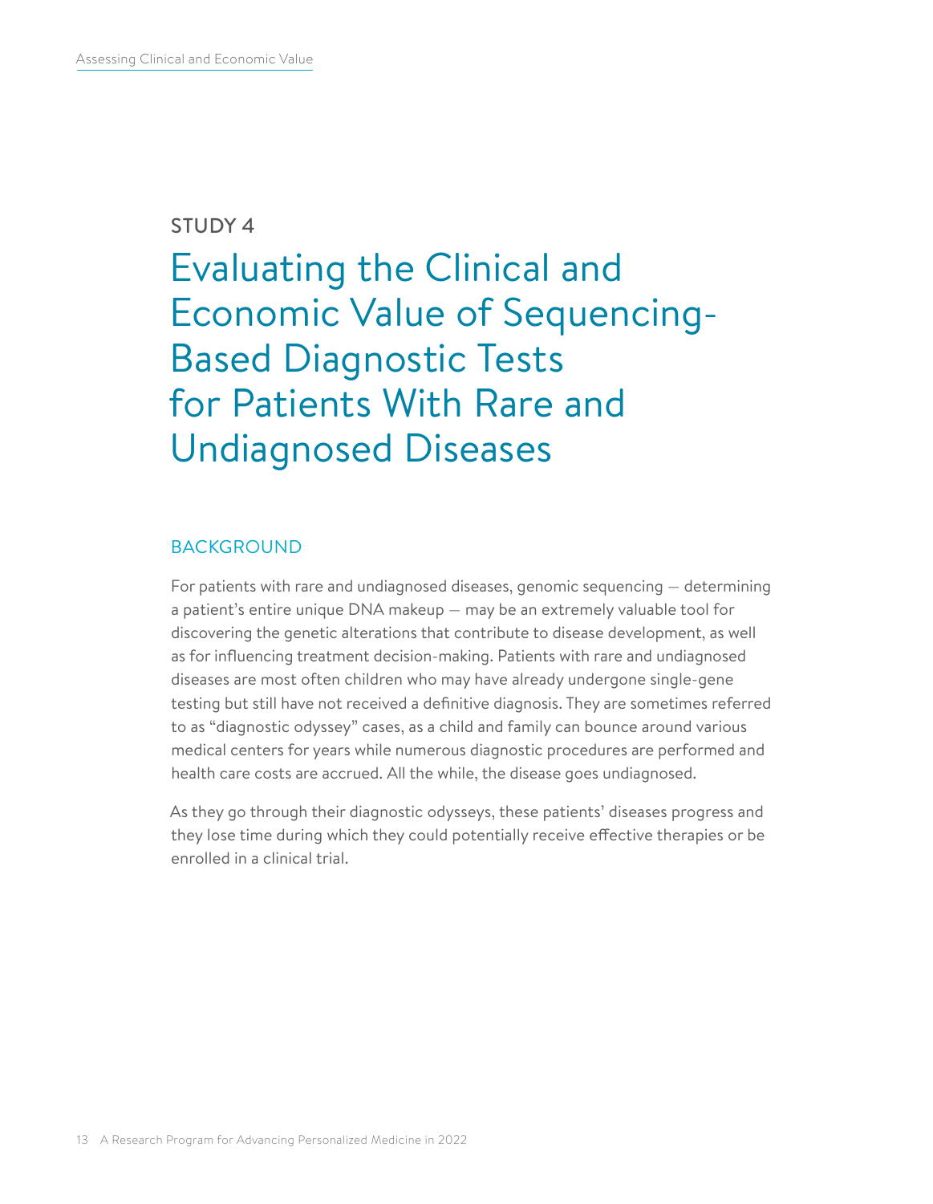STUDY 4

# Evaluating the Clinical and Economic Value of Sequencing-Based Diagnostic Tests for Patients With Rare and Undiagnosed Diseases

## BACKGROUND

For patients with rare and undiagnosed diseases, genomic sequencing — determining a patient's entire unique DNA makeup — may be an extremely valuable tool for discovering the genetic alterations that contribute to disease development, as well as for influencing treatment decision-making. Patients with rare and undiagnosed diseases are most often children who may have already undergone single-gene testing but still have not received a definitive diagnosis. They are sometimes referred to as "diagnostic odyssey" cases, as a child and family can bounce around various medical centers for years while numerous diagnostic procedures are performed and health care costs are accrued. All the while, the disease goes undiagnosed.

As they go through their diagnostic odysseys, these patients' diseases progress and they lose time during which they could potentially receive effective therapies or be enrolled in a clinical trial.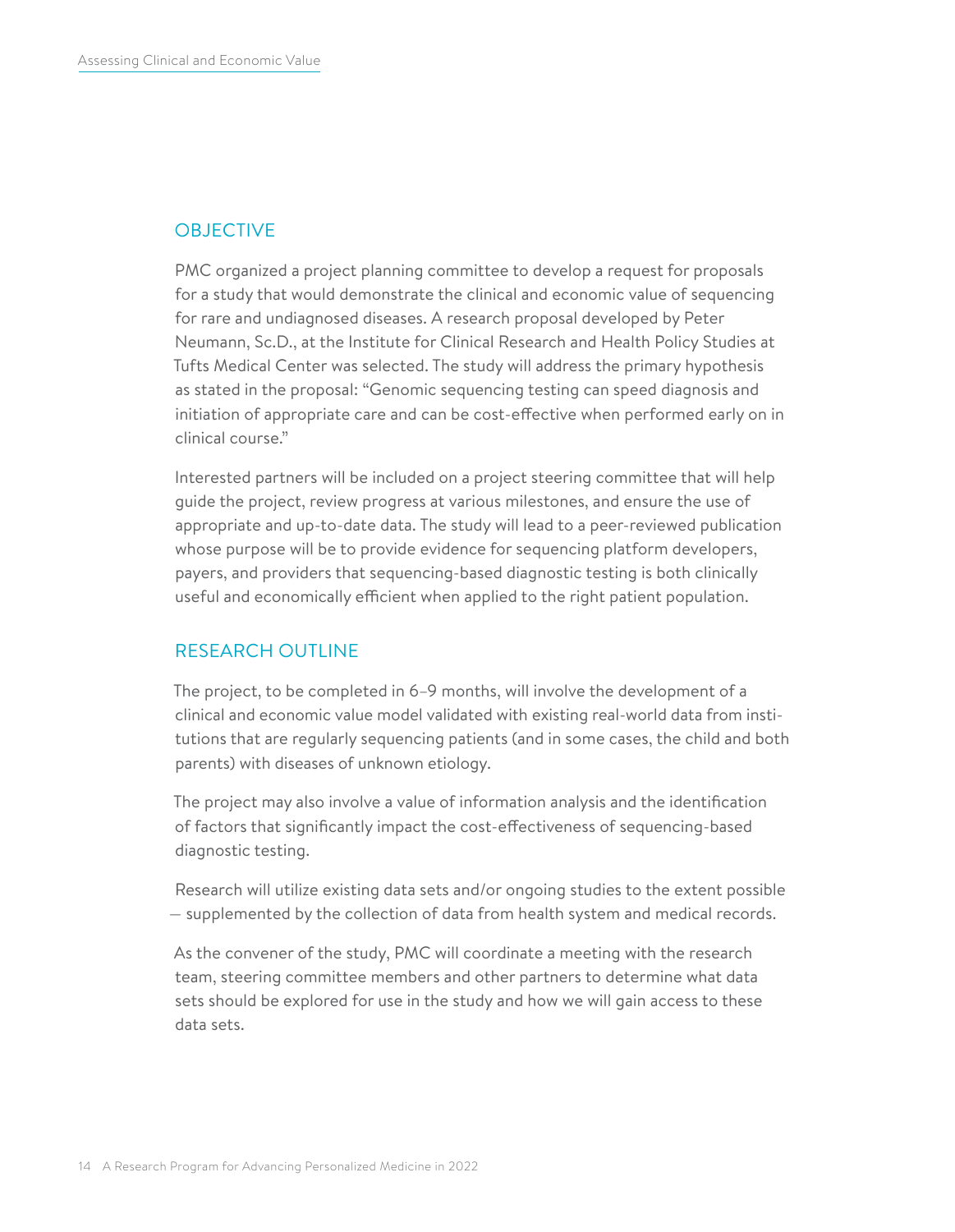## OBJECTIVE

PMC organized a project planning committee to develop a request for proposals for a study that would demonstrate the clinical and economic value of sequencing for rare and undiagnosed diseases. A research proposal developed by Peter Neumann, Sc.D., at the Institute for Clinical Research and Health Policy Studies at Tufts Medical Center was selected. The study will address the primary hypothesis as stated in the proposal: "Genomic sequencing testing can speed diagnosis and initiation of appropriate care and can be cost-effective when performed early on in clinical course."

Interested partners will be included on a project steering committee that will help guide the project, review progress at various milestones, and ensure the use of appropriate and up-to-date data. The study will lead to a peer-reviewed publication whose purpose will be to provide evidence for sequencing platform developers, payers, and providers that sequencing-based diagnostic testing is both clinically useful and economically efficient when applied to the right patient population.

## RESEARCH OUTLINE

The project, to be completed in 6–9 months, will involve the development of a clinical and economic value model validated with existing real-world data from institutions that are regularly sequencing patients (and in some cases, the child and both parents) with diseases of unknown etiology.

The project may also involve a value of information analysis and the identification of factors that significantly impact the cost-effectiveness of sequencing-based diagnostic testing.

Research will utilize existing data sets and/or ongoing studies to the extent possible — supplemented by the collection of data from health system and medical records.

As the convener of the study, PMC will coordinate a meeting with the research team, steering committee members and other partners to determine what data sets should be explored for use in the study and how we will gain access to these data sets.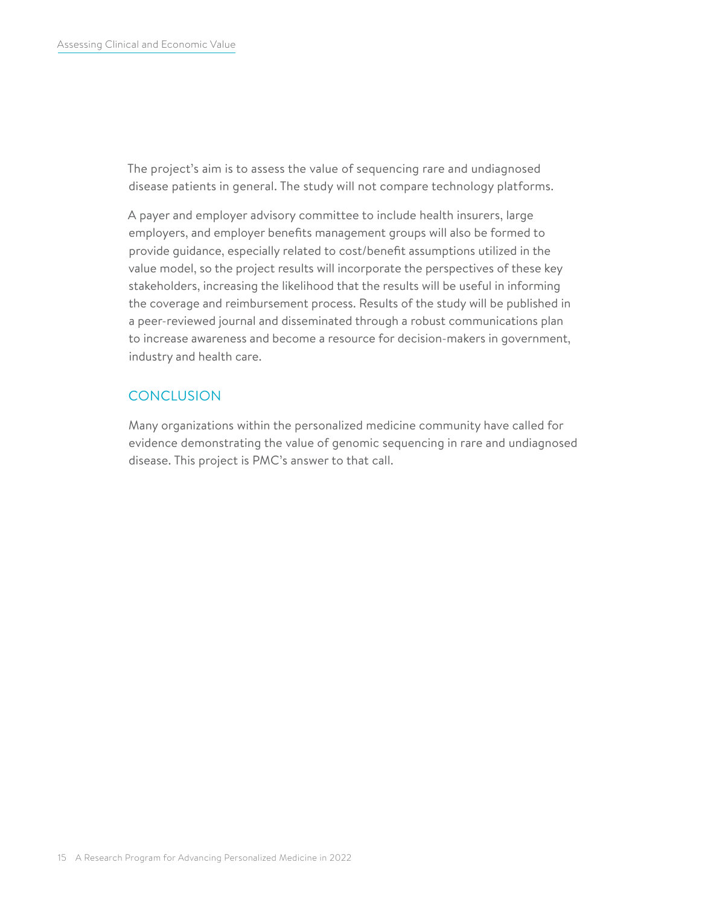The project's aim is to assess the value of sequencing rare and undiagnosed disease patients in general. The study will not compare technology platforms.

A payer and employer advisory committee to include health insurers, large employers, and employer benefits management groups will also be formed to provide guidance, especially related to cost/benefit assumptions utilized in the value model, so the project results will incorporate the perspectives of these key stakeholders, increasing the likelihood that the results will be useful in informing the coverage and reimbursement process. Results of the study will be published in a peer-reviewed journal and disseminated through a robust communications plan to increase awareness and become a resource for decision-makers in government, industry and health care.

## CONCLUSION

Many organizations within the personalized medicine community have called for evidence demonstrating the value of genomic sequencing in rare and undiagnosed disease. This project is PMC's answer to that call.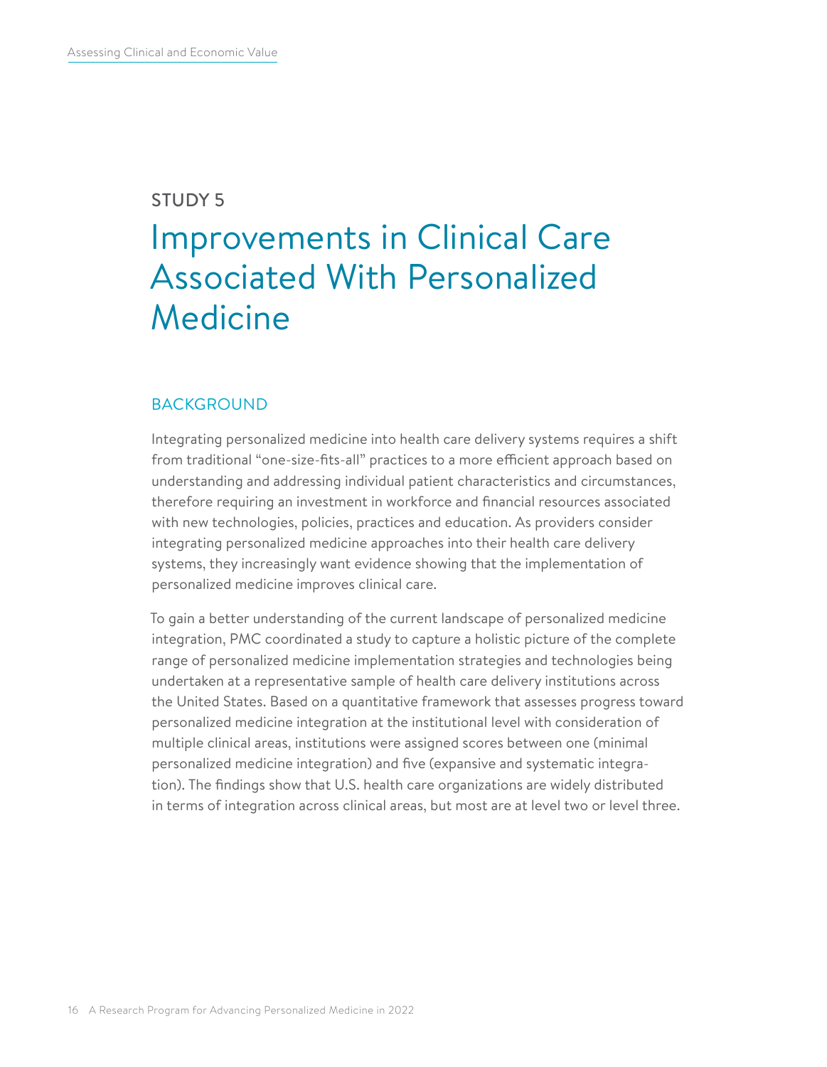STUDY 5

# Improvements in Clinical Care Associated With Personalized Medicine

## BACKGROUND

Integrating personalized medicine into health care delivery systems requires a shift from traditional "one-size-fits-all" practices to a more efficient approach based on understanding and addressing individual patient characteristics and circumstances, therefore requiring an investment in workforce and financial resources associated with new technologies, policies, practices and education. As providers consider integrating personalized medicine approaches into their health care delivery systems, they increasingly want evidence showing that the implementation of personalized medicine improves clinical care.

To gain a better understanding of the current landscape of personalized medicine integration, PMC coordinated a study to capture a holistic picture of the complete range of personalized medicine implementation strategies and technologies being undertaken at a representative sample of health care delivery institutions across the United States. Based on a quantitative framework that assesses progress toward personalized medicine integration at the institutional level with consideration of multiple clinical areas, institutions were assigned scores between one (minimal personalized medicine integration) and five (expansive and systematic integration). The findings show that U.S. health care organizations are widely distributed in terms of integration across clinical areas, but most are at level two or level three.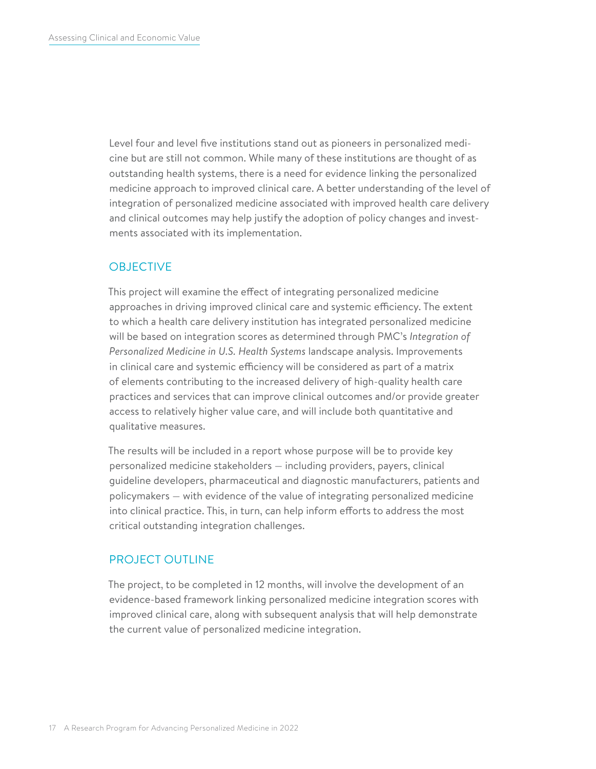Level four and level five institutions stand out as pioneers in personalized medicine but are still not common. While many of these institutions are thought of as outstanding health systems, there is a need for evidence linking the personalized medicine approach to improved clinical care. A better understanding of the level of integration of personalized medicine associated with improved health care delivery and clinical outcomes may help justify the adoption of policy changes and investments associated with its implementation.

## OBJECTIVE

This project will examine the effect of integrating personalized medicine approaches in driving improved clinical care and systemic efficiency. The extent to which a health care delivery institution has integrated personalized medicine will be based on integration scores as determined through PMC's *Integration of Personalized Medicine in U.S. Health Systems* landscape analysis. Improvements in clinical care and systemic efficiency will be considered as part of a matrix of elements contributing to the increased delivery of high-quality health care practices and services that can improve clinical outcomes and/or provide greater access to relatively higher value care, and will include both quantitative and qualitative measures.

The results will be included in a report whose purpose will be to provide key personalized medicine stakeholders — including providers, payers, clinical guideline developers, pharmaceutical and diagnostic manufacturers, patients and policymakers — with evidence of the value of integrating personalized medicine into clinical practice. This, in turn, can help inform efforts to address the most critical outstanding integration challenges.

## PROJECT OUTLINE

The project, to be completed in 12 months, will involve the development of an evidence-based framework linking personalized medicine integration scores with improved clinical care, along with subsequent analysis that will help demonstrate the current value of personalized medicine integration.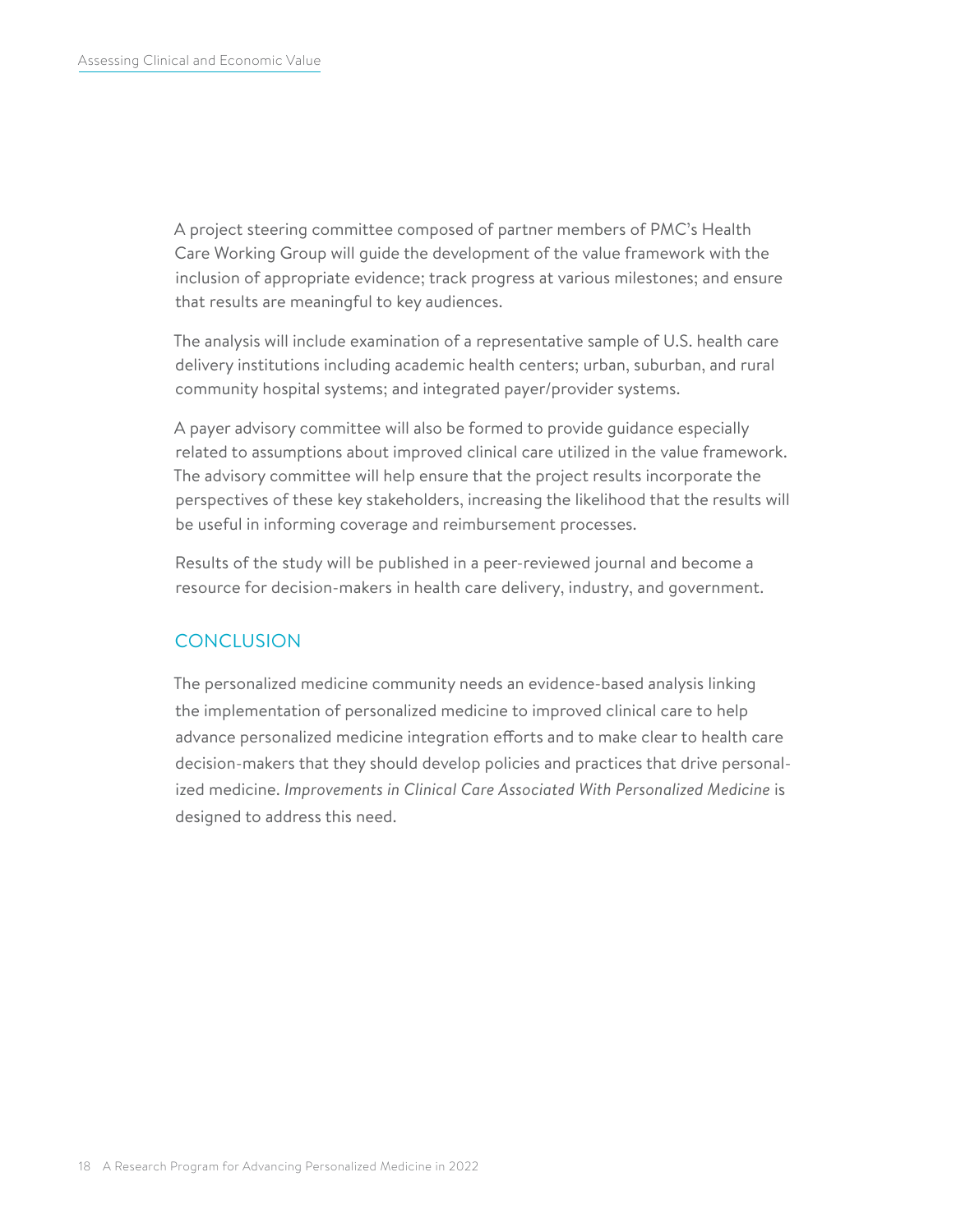A project steering committee composed of partner members of PMC's Health Care Working Group will guide the development of the value framework with the inclusion of appropriate evidence; track progress at various milestones; and ensure that results are meaningful to key audiences.

The analysis will include examination of a representative sample of U.S. health care delivery institutions including academic health centers; urban, suburban, and rural community hospital systems; and integrated payer/provider systems.

A payer advisory committee will also be formed to provide guidance especially related to assumptions about improved clinical care utilized in the value framework. The advisory committee will help ensure that the project results incorporate the perspectives of these key stakeholders, increasing the likelihood that the results will be useful in informing coverage and reimbursement processes.

Results of the study will be published in a peer-reviewed journal and become a resource for decision-makers in health care delivery, industry, and government.

## CONCLUSION

The personalized medicine community needs an evidence-based analysis linking the implementation of personalized medicine to improved clinical care to help advance personalized medicine integration efforts and to make clear to health care decision-makers that they should develop policies and practices that drive personalized medicine. *Improvements in Clinical Care Associated With Personalized Medicine* is designed to address this need.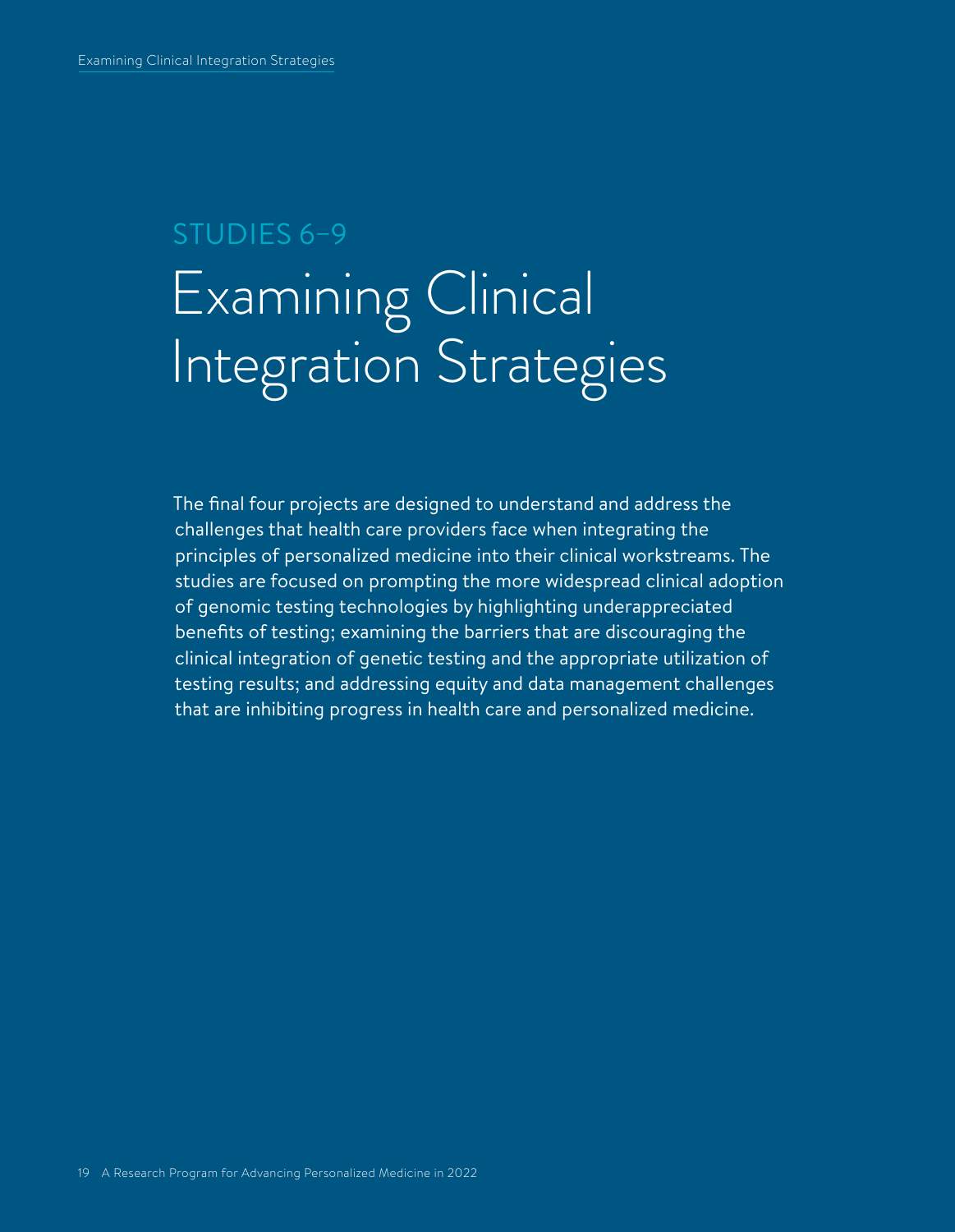## STUDIES 6–9

# Examining Clinical Integration Strategies

The final four projects are designed to understand and address the challenges that health care providers face when integrating the principles of personalized medicine into their clinical workstreams. The studies are focused on prompting the more widespread clinical adoption of genomic testing technologies by highlighting underappreciated benefits of testing; examining the barriers that are discouraging the clinical integration of genetic testing and the appropriate utilization of testing results; and addressing equity and data management challenges that are inhibiting progress in health care and personalized medicine.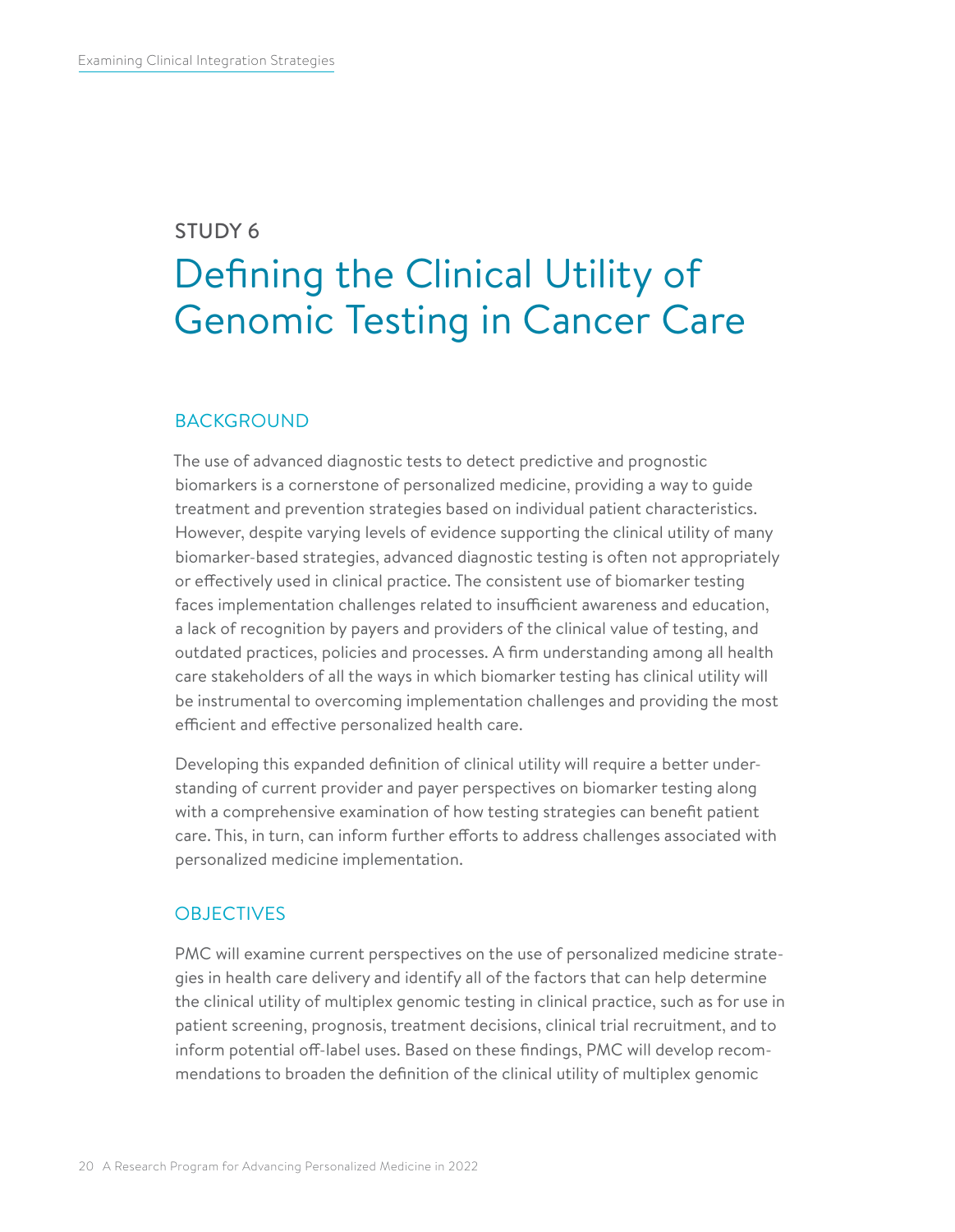## STUDY 6

# Defining the Clinical Utility of Genomic Testing in Cancer Care

### BACKGROUND

The use of advanced diagnostic tests to detect predictive and prognostic biomarkers is a cornerstone of personalized medicine, providing a way to guide treatment and prevention strategies based on individual patient characteristics. However, despite varying levels of evidence supporting the clinical utility of many biomarker-based strategies, advanced diagnostic testing is often not appropriately or effectively used in clinical practice. The consistent use of biomarker testing faces implementation challenges related to insufficient awareness and education, a lack of recognition by payers and providers of the clinical value of testing, and outdated practices, policies and processes. A firm understanding among all health care stakeholders of all the ways in which biomarker testing has clinical utility will be instrumental to overcoming implementation challenges and providing the most efficient and effective personalized health care.

Developing this expanded definition of clinical utility will require a better understanding of current provider and payer perspectives on biomarker testing along with a comprehensive examination of how testing strategies can benefit patient care. This, in turn, can inform further efforts to address challenges associated with personalized medicine implementation.

### OBJECTIVES

PMC will examine current perspectives on the use of personalized medicine strategies in health care delivery and identify all of the factors that can help determine the clinical utility of multiplex genomic testing in clinical practice, such as for use in patient screening, prognosis, treatment decisions, clinical trial recruitment, and to inform potential off-label uses. Based on these findings, PMC will develop recommendations to broaden the definition of the clinical utility of multiplex genomic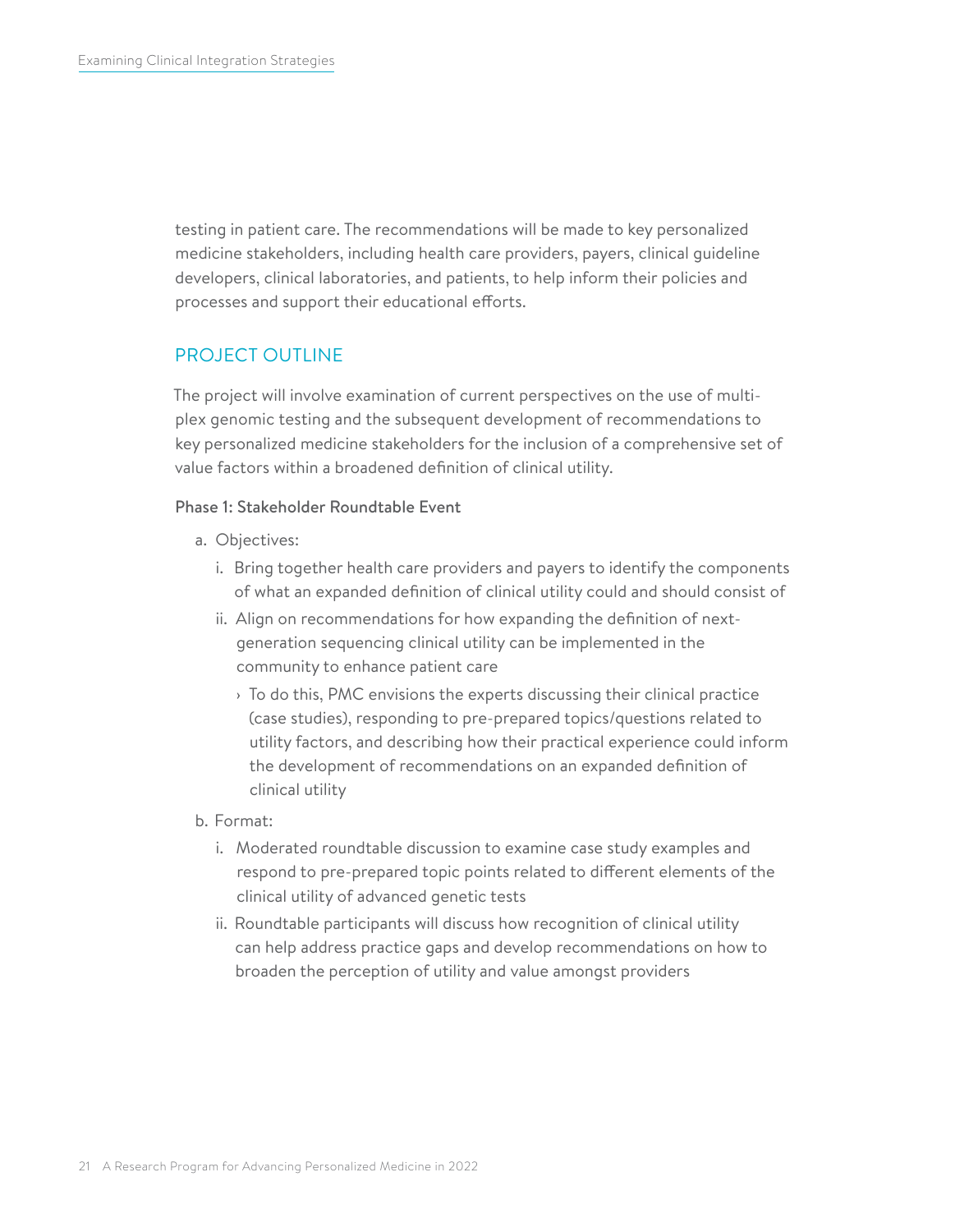testing in patient care. The recommendations will be made to key personalized medicine stakeholders, including health care providers, payers, clinical guideline developers, clinical laboratories, and patients, to help inform their policies and processes and support their educational efforts.

## PROJECT OUTLINE

The project will involve examination of current perspectives on the use of multiplex genomic testing and the subsequent development of recommendations to key personalized medicine stakeholders for the inclusion of a comprehensive set of value factors within a broadened definition of clinical utility.

### Phase 1: Stakeholder Roundtable Event

a. Objectives:
   i. Bring together health care providers and payers to identify the components of what an expanded definition of clinical utility could and should consist of
   ii. Align on recommendations for how expanding the definition of next-generation sequencing clinical utility can be implemented in the community to enhance patient care
      - To do this, PMC envisions the experts discussing their clinical practice (case studies), responding to pre-prepared topics/questions related to utility factors, and describing how their practical experience could inform the development of recommendations on an expanded definition of clinical utility

b. Format:
   i. Moderated roundtable discussion to examine case study examples and respond to pre-prepared topic points related to different elements of the clinical utility of advanced genetic tests
   ii. Roundtable participants will discuss how recognition of clinical utility can help address practice gaps and develop recommendations on how to broaden the perception of utility and value amongst providers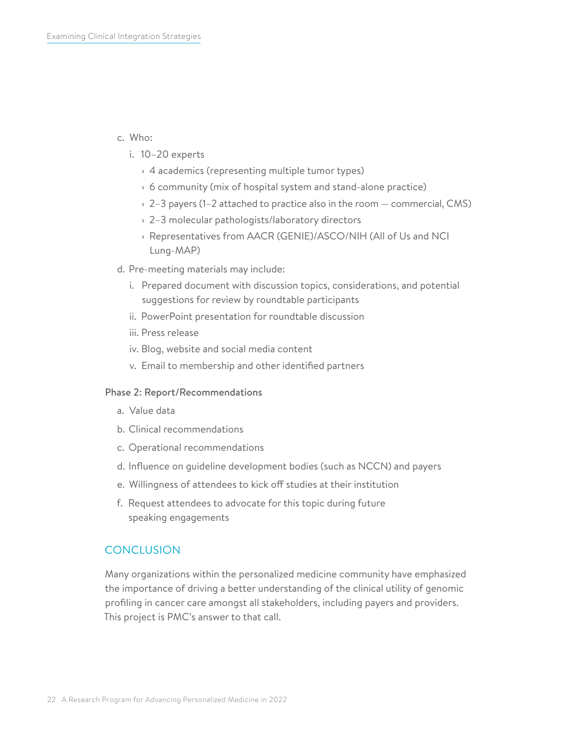c. Who:

   i. 10–20 experts

      - 4 academics (representing multiple tumor types)
      - 6 community (mix of hospital system and stand-alone practice)
      - 2–3 payers (1–2 attached to practice also in the room — commercial, CMS)
      - 2–3 molecular pathologists/laboratory directors
      - Representatives from AACR (GENIE)/ASCO/NIH (All of Us and NCI Lung-MAP)

d. Pre-meeting materials may include:

   i. Prepared document with discussion topics, considerations, and potential suggestions for review by roundtable participants

   ii. PowerPoint presentation for roundtable discussion

   iii. Press release

   iv. Blog, website and social media content

   v. Email to membership and other identified partners

**Phase 2: Report/Recommendations**

a. Value data

b. Clinical recommendations

c. Operational recommendations

d. Influence on guideline development bodies (such as NCCN) and payers

e. Willingness of attendees to kick off studies at their institution

f. Request attendees to advocate for this topic during future speaking engagements

## CONCLUSION

Many organizations within the personalized medicine community have emphasized the importance of driving a better understanding of the clinical utility of genomic profiling in cancer care amongst all stakeholders, including payers and providers. This project is PMC's answer to that call.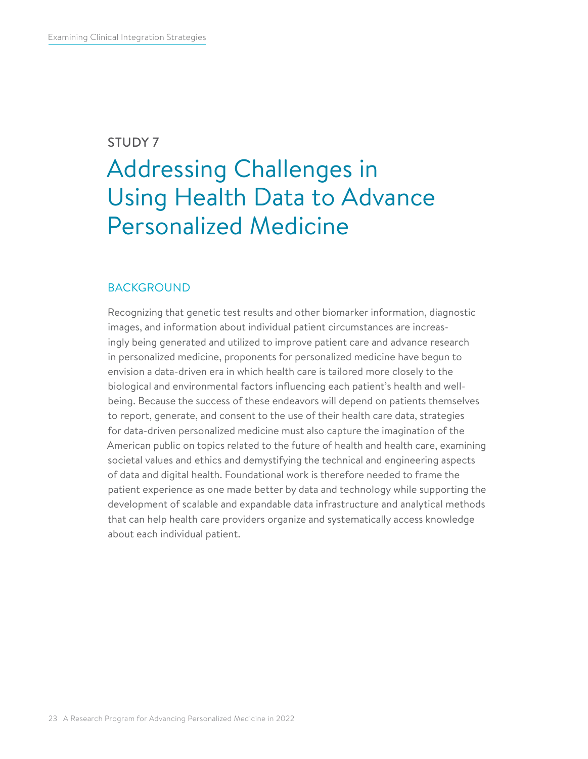STUDY 7

# Addressing Challenges in Using Health Data to Advance Personalized Medicine

## BACKGROUND

Recognizing that genetic test results and other biomarker information, diagnostic images, and information about individual patient circumstances are increasingly being generated and utilized to improve patient care and advance research in personalized medicine, proponents for personalized medicine have begun to envision a data-driven era in which health care is tailored more closely to the biological and environmental factors influencing each patient's health and well-being. Because the success of these endeavors will depend on patients themselves to report, generate, and consent to the use of their health care data, strategies for data-driven personalized medicine must also capture the imagination of the American public on topics related to the future of health and health care, examining societal values and ethics and demystifying the technical and engineering aspects of data and digital health. Foundational work is therefore needed to frame the patient experience as one made better by data and technology while supporting the development of scalable and expandable data infrastructure and analytical methods that can help health care providers organize and systematically access knowledge about each individual patient.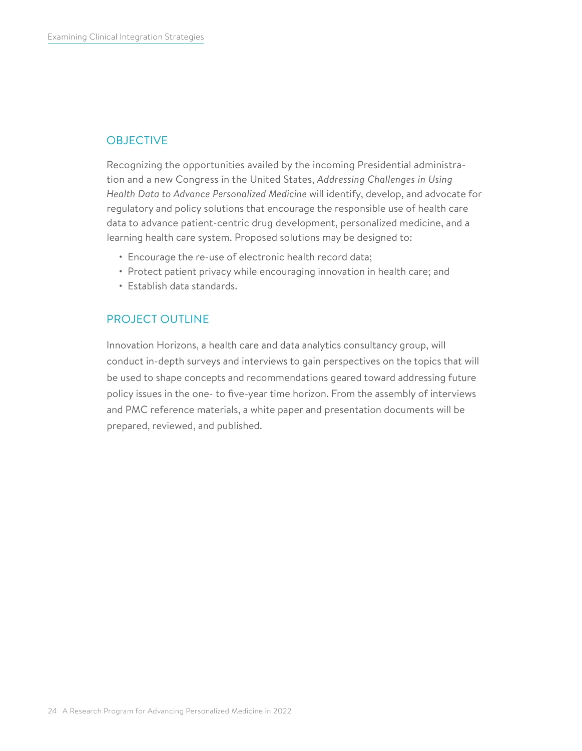## OBJECTIVE

Recognizing the opportunities availed by the incoming Presidential administration and a new Congress in the United States, *Addressing Challenges in Using Health Data to Advance Personalized Medicine* will identify, develop, and advocate for regulatory and policy solutions that encourage the responsible use of health care data to advance patient-centric drug development, personalized medicine, and a learning health care system. Proposed solutions may be designed to:

- Encourage the re-use of electronic health record data;
- Protect patient privacy while encouraging innovation in health care; and
- Establish data standards.

## PROJECT OUTLINE

Innovation Horizons, a health care and data analytics consultancy group, will conduct in-depth surveys and interviews to gain perspectives on the topics that will be used to shape concepts and recommendations geared toward addressing future policy issues in the one- to five-year time horizon. From the assembly of interviews and PMC reference materials, a white paper and presentation documents will be prepared, reviewed, and published.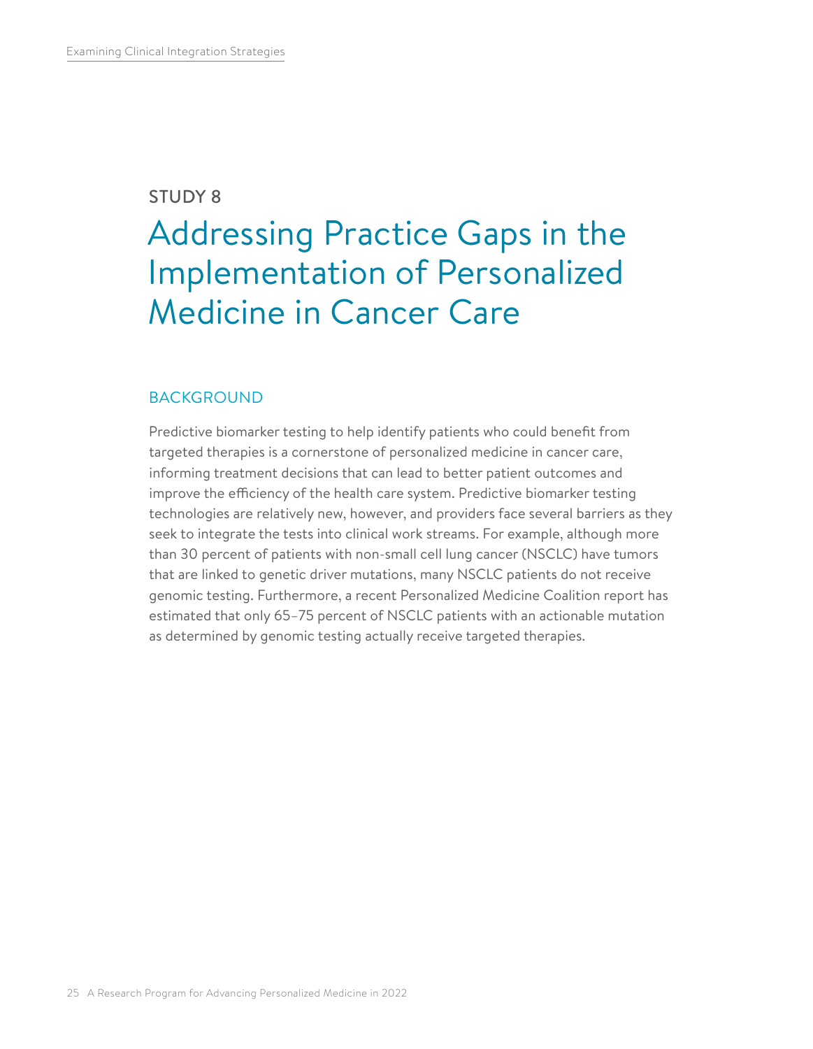STUDY 8

# Addressing Practice Gaps in the Implementation of Personalized Medicine in Cancer Care

## BACKGROUND

Predictive biomarker testing to help identify patients who could benefit from targeted therapies is a cornerstone of personalized medicine in cancer care, informing treatment decisions that can lead to better patient outcomes and improve the efficiency of the health care system. Predictive biomarker testing technologies are relatively new, however, and providers face several barriers as they seek to integrate the tests into clinical work streams. For example, although more than 30 percent of patients with non-small cell lung cancer (NSCLC) have tumors that are linked to genetic driver mutations, many NSCLC patients do not receive genomic testing. Furthermore, a recent Personalized Medicine Coalition report has estimated that only 65–75 percent of NSCLC patients with an actionable mutation as determined by genomic testing actually receive targeted therapies.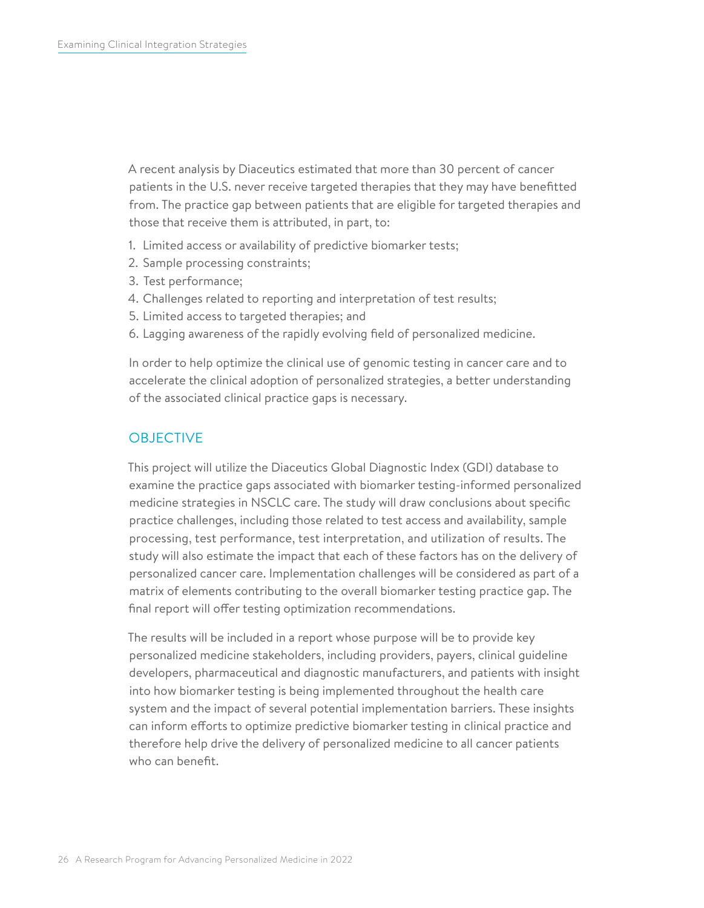A recent analysis by Diaceutics estimated that more than 30 percent of cancer patients in the U.S. never receive targeted therapies that they may have benefitted from. The practice gap between patients that are eligible for targeted therapies and those that receive them is attributed, in part, to:

1. Limited access or availability of predictive biomarker tests;
2. Sample processing constraints;
3. Test performance;
4. Challenges related to reporting and interpretation of test results;
5. Limited access to targeted therapies; and
6. Lagging awareness of the rapidly evolving field of personalized medicine.

In order to help optimize the clinical use of genomic testing in cancer care and to accelerate the clinical adoption of personalized strategies, a better understanding of the associated clinical practice gaps is necessary.

## OBJECTIVE

This project will utilize the Diaceutics Global Diagnostic Index (GDI) database to examine the practice gaps associated with biomarker testing-informed personalized medicine strategies in NSCLC care. The study will draw conclusions about specific practice challenges, including those related to test access and availability, sample processing, test performance, test interpretation, and utilization of results. The study will also estimate the impact that each of these factors has on the delivery of personalized cancer care. Implementation challenges will be considered as part of a matrix of elements contributing to the overall biomarker testing practice gap. The final report will offer testing optimization recommendations.

The results will be included in a report whose purpose will be to provide key personalized medicine stakeholders, including providers, payers, clinical guideline developers, pharmaceutical and diagnostic manufacturers, and patients with insight into how biomarker testing is being implemented throughout the health care system and the impact of several potential implementation barriers. These insights can inform efforts to optimize predictive biomarker testing in clinical practice and therefore help drive the delivery of personalized medicine to all cancer patients who can benefit.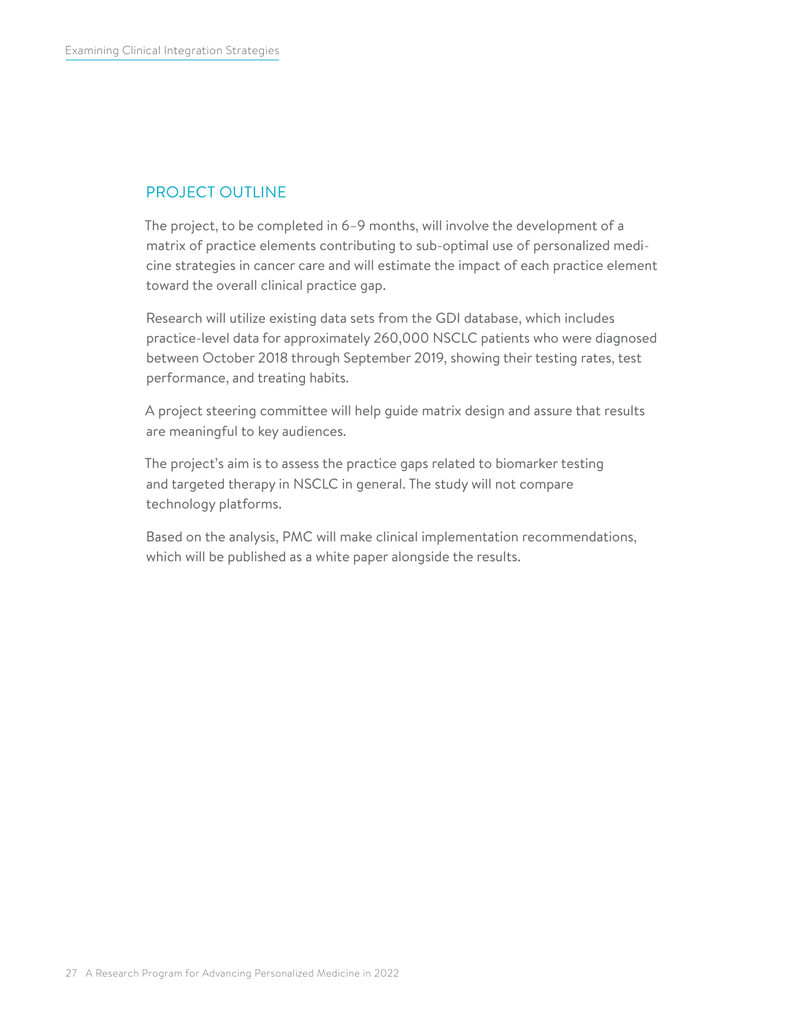## PROJECT OUTLINE

The project, to be completed in 6–9 months, will involve the development of a matrix of practice elements contributing to sub-optimal use of personalized medicine strategies in cancer care and will estimate the impact of each practice element toward the overall clinical practice gap.

Research will utilize existing data sets from the GDI database, which includes practice-level data for approximately 260,000 NSCLC patients who were diagnosed between October 2018 through September 2019, showing their testing rates, test performance, and treating habits.

A project steering committee will help guide matrix design and assure that results are meaningful to key audiences.

The project's aim is to assess the practice gaps related to biomarker testing and targeted therapy in NSCLC in general. The study will not compare technology platforms.

Based on the analysis, PMC will make clinical implementation recommendations, which will be published as a white paper alongside the results.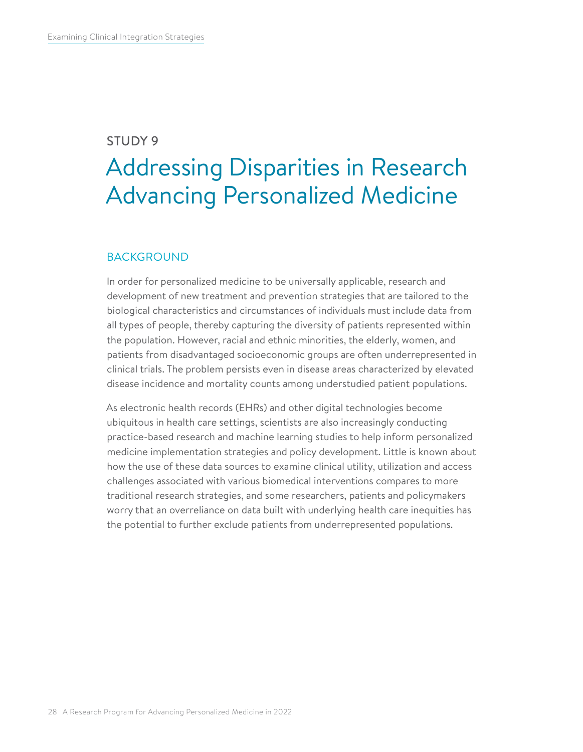STUDY 9

# Addressing Disparities in Research Advancing Personalized Medicine

## BACKGROUND

In order for personalized medicine to be universally applicable, research and development of new treatment and prevention strategies that are tailored to the biological characteristics and circumstances of individuals must include data from all types of people, thereby capturing the diversity of patients represented within the population. However, racial and ethnic minorities, the elderly, women, and patients from disadvantaged socioeconomic groups are often underrepresented in clinical trials. The problem persists even in disease areas characterized by elevated disease incidence and mortality counts among understudied patient populations.

As electronic health records (EHRs) and other digital technologies become ubiquitous in health care settings, scientists are also increasingly conducting practice-based research and machine learning studies to help inform personalized medicine implementation strategies and policy development. Little is known about how the use of these data sources to examine clinical utility, utilization and access challenges associated with various biomedical interventions compares to more traditional research strategies, and some researchers, patients and policymakers worry that an overreliance on data built with underlying health care inequities has the potential to further exclude patients from underrepresented populations.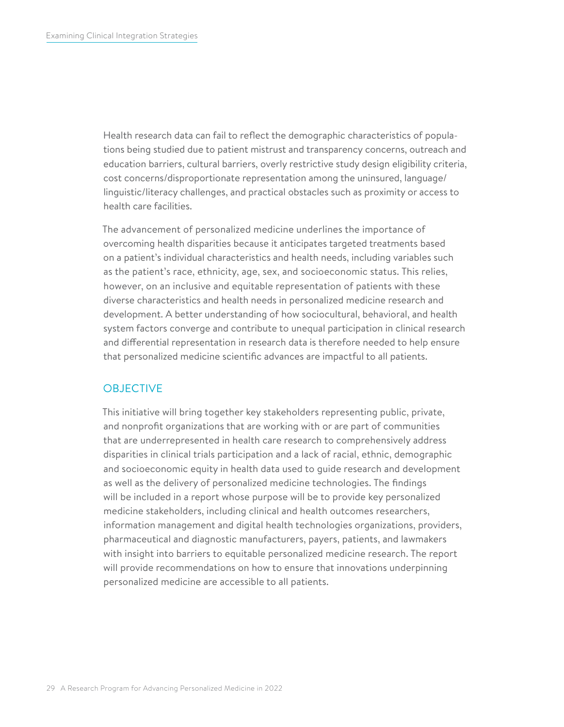Health research data can fail to reflect the demographic characteristics of populations being studied due to patient mistrust and transparency concerns, outreach and education barriers, cultural barriers, overly restrictive study design eligibility criteria, cost concerns/disproportionate representation among the uninsured, language/linguistic/literacy challenges, and practical obstacles such as proximity or access to health care facilities.

The advancement of personalized medicine underlines the importance of overcoming health disparities because it anticipates targeted treatments based on a patient's individual characteristics and health needs, including variables such as the patient's race, ethnicity, age, sex, and socioeconomic status. This relies, however, on an inclusive and equitable representation of patients with these diverse characteristics and health needs in personalized medicine research and development. A better understanding of how sociocultural, behavioral, and health system factors converge and contribute to unequal participation in clinical research and differential representation in research data is therefore needed to help ensure that personalized medicine scientific advances are impactful to all patients.

## OBJECTIVE

This initiative will bring together key stakeholders representing public, private, and nonprofit organizations that are working with or are part of communities that are underrepresented in health care research to comprehensively address disparities in clinical trials participation and a lack of racial, ethnic, demographic and socioeconomic equity in health data used to guide research and development as well as the delivery of personalized medicine technologies. The findings will be included in a report whose purpose will be to provide key personalized medicine stakeholders, including clinical and health outcomes researchers, information management and digital health technologies organizations, providers, pharmaceutical and diagnostic manufacturers, payers, patients, and lawmakers with insight into barriers to equitable personalized medicine research. The report will provide recommendations on how to ensure that innovations underpinning personalized medicine are accessible to all patients.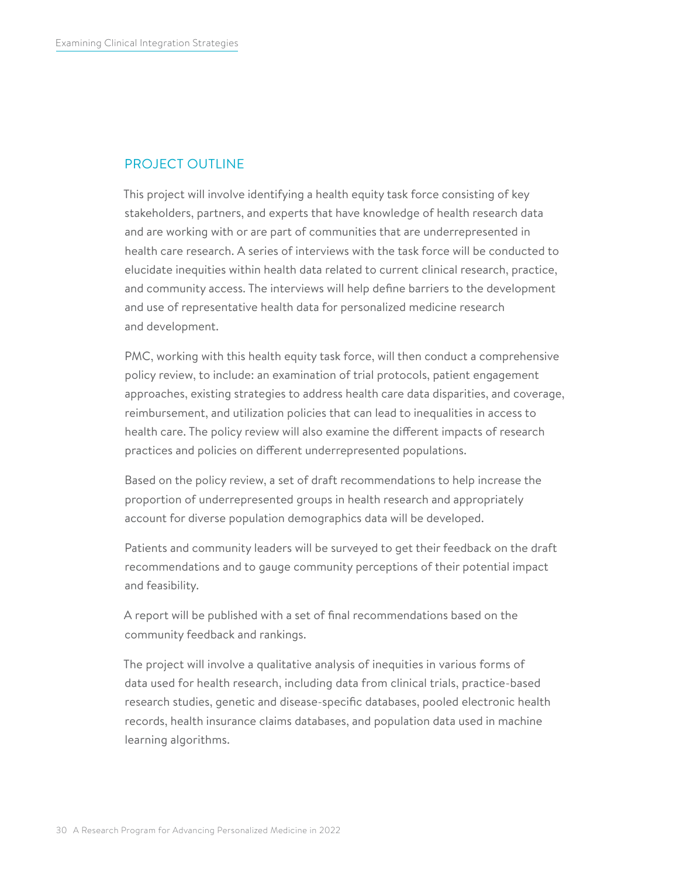## PROJECT OUTLINE

This project will involve identifying a health equity task force consisting of key stakeholders, partners, and experts that have knowledge of health research data and are working with or are part of communities that are underrepresented in health care research. A series of interviews with the task force will be conducted to elucidate inequities within health data related to current clinical research, practice, and community access. The interviews will help define barriers to the development and use of representative health data for personalized medicine research and development.

PMC, working with this health equity task force, will then conduct a comprehensive policy review, to include: an examination of trial protocols, patient engagement approaches, existing strategies to address health care data disparities, and coverage, reimbursement, and utilization policies that can lead to inequalities in access to health care. The policy review will also examine the different impacts of research practices and policies on different underrepresented populations.

Based on the policy review, a set of draft recommendations to help increase the proportion of underrepresented groups in health research and appropriately account for diverse population demographics data will be developed.

Patients and community leaders will be surveyed to get their feedback on the draft recommendations and to gauge community perceptions of their potential impact and feasibility.

A report will be published with a set of final recommendations based on the community feedback and rankings.

The project will involve a qualitative analysis of inequities in various forms of data used for health research, including data from clinical trials, practice-based research studies, genetic and disease-specific databases, pooled electronic health records, health insurance claims databases, and population data used in machine learning algorithms.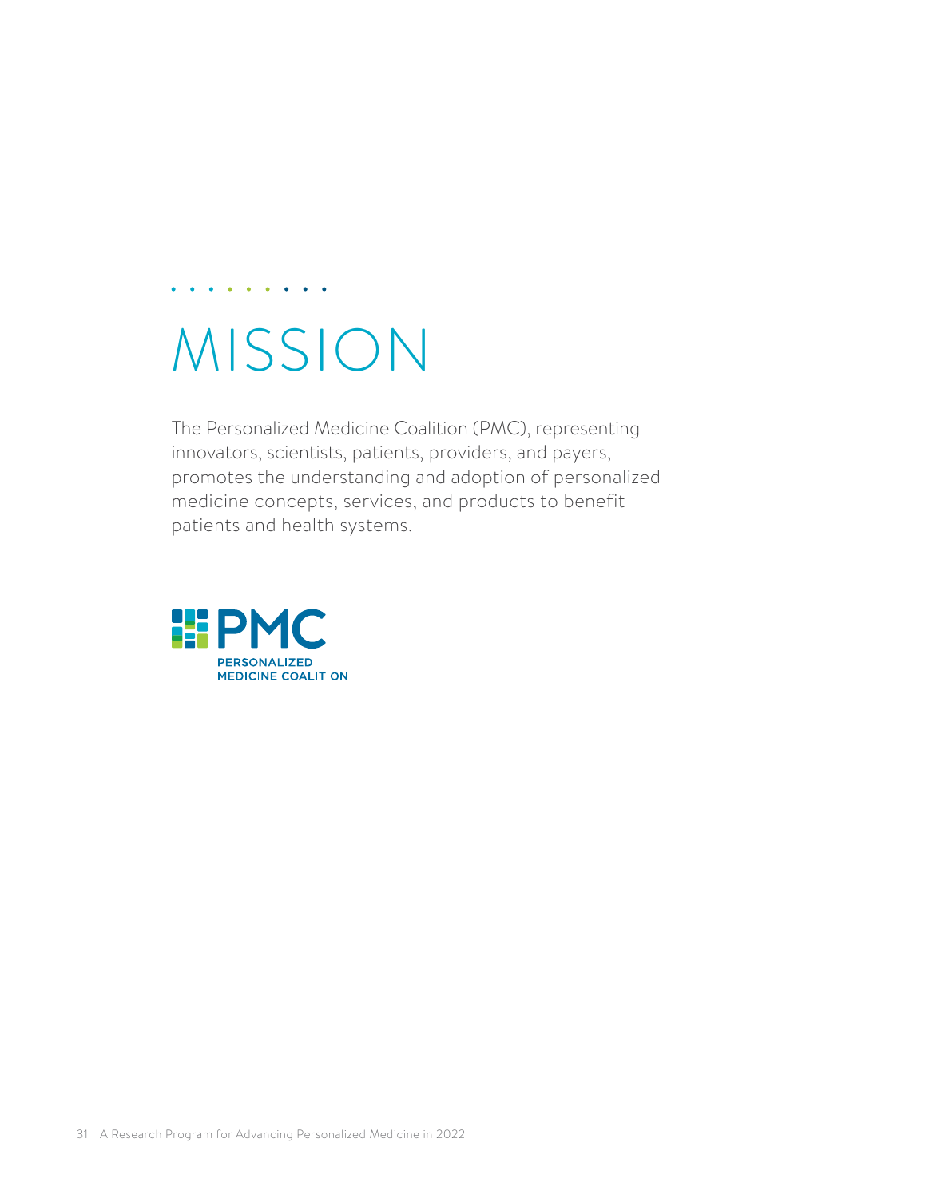# MISSION

The Personalized Medicine Coalition (PMC), representing innovators, scientists, patients, providers, and payers, promotes the understanding and adoption of personalized medicine concepts, services, and products to benefit patients and health systems.

PMC
PERSONALIZED
MEDICINE COALITION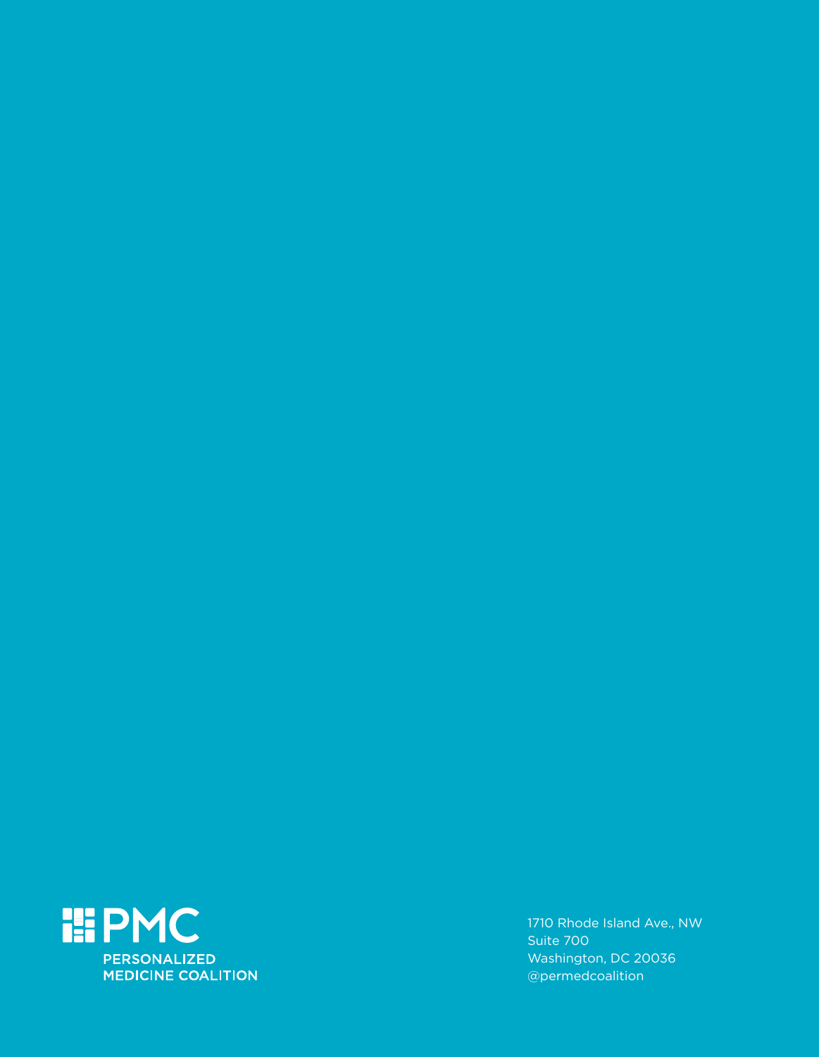PMC

PERSONALIZED MEDICINE COALITION

1710 Rhode Island Ave., NW
Suite 700
Washington, DC 20036
@permedcoalition